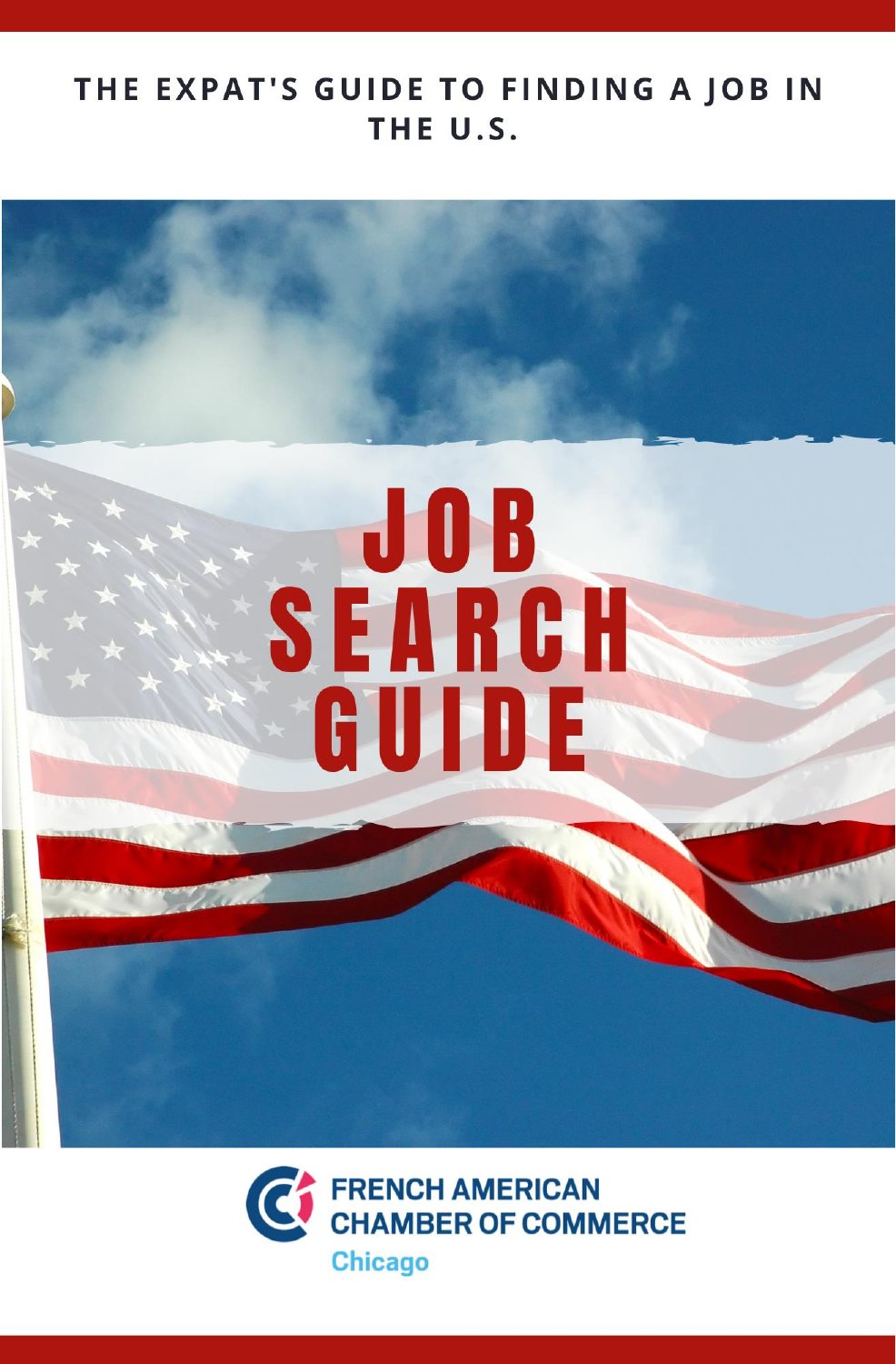# THE EXPAT'S GUIDE TO FINDING A JOB IN THE U.S.

# JOB SEARCH GUIDE

FRENCH AMERICAN CHAMBER OF COMMERCE

Chicago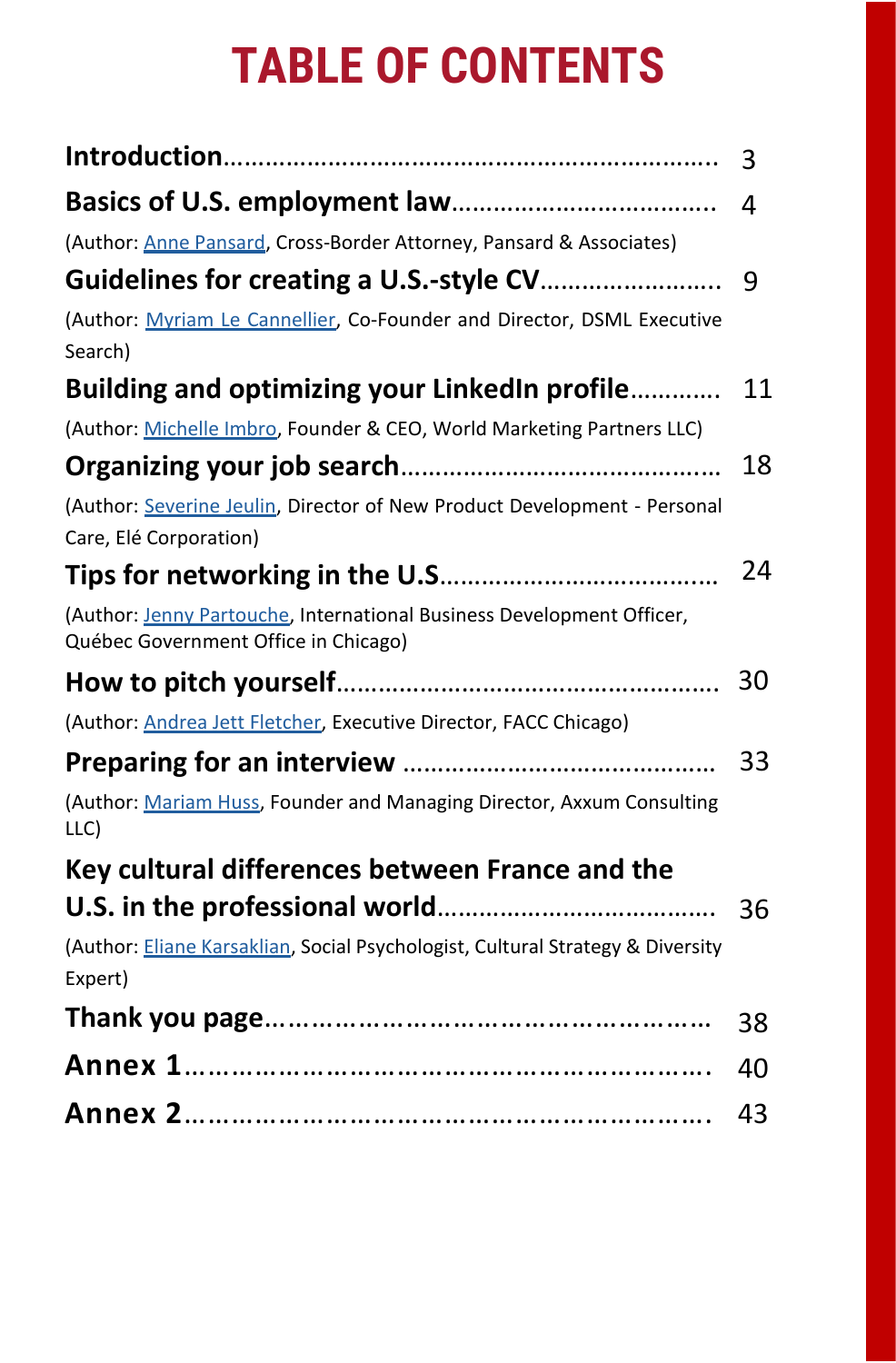# TABLE OF CONTENTS

**Introduction**........................................................................ 3

**Basics of U.S. employment law**.................................... 4

(Author: Anne Pansard, Cross-Border Attorney, Pansard & Associates)

**Guidelines for creating a U.S.-style CV**........................ 9

(Author: Myriam Le Cannellier, Co-Founder and Director, DSML Executive Search)

**Building and optimizing your LinkedIn profile**............ 11

(Author: Michelle Imbro, Founder & CEO, World Marketing Partners LLC)

**Organizing your job search**............................................ 18

(Author: Severine Jeulin, Director of New Product Development - Personal Care, Elé Corporation)

**Tips for networking in the U.S**...................................... 24

(Author: Jenny Partouche, International Business Development Officer, Québec Government Office in Chicago)

**How to pitch yourself**.................................................... 30

(Author: Andrea Jett Fletcher, Executive Director, FACC Chicago)

**Preparing for an interview** ........................................... 33

(Author: Mariam Huss, Founder and Managing Director, Axxum Consulting LLC)

**Key cultural differences between France and the U.S. in the professional world**...................................... 36

(Author: Eliane Karsaklian, Social Psychologist, Cultural Strategy & Diversity Expert)

**Thank you page**............................................................ 38

**Annex 1**.......................................................................... 40

**Annex 2**.......................................................................... 43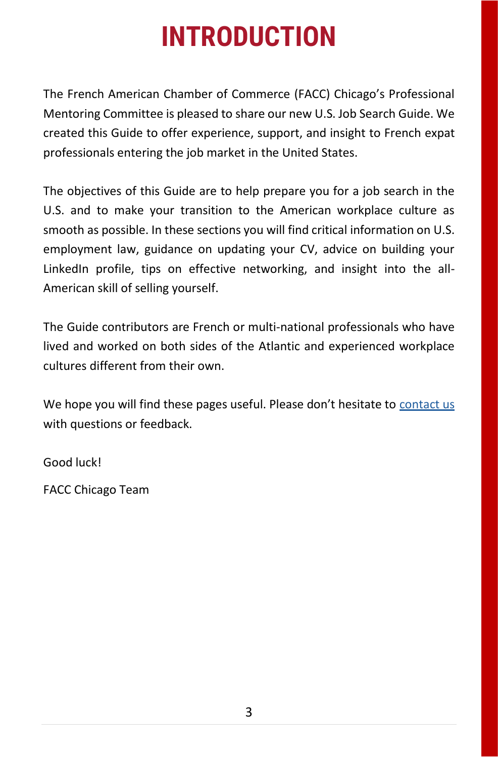# INTRODUCTION

The French American Chamber of Commerce (FACC) Chicago's Professional Mentoring Committee is pleased to share our new U.S. Job Search Guide. We created this Guide to offer experience, support, and insight to French expat professionals entering the job market in the United States.

The objectives of this Guide are to help prepare you for a job search in the U.S. and to make your transition to the American workplace culture as smooth as possible. In these sections you will find critical information on U.S. employment law, guidance on updating your CV, advice on building your LinkedIn profile, tips on effective networking, and insight into the all-American skill of selling yourself.

The Guide contributors are French or multi-national professionals who have lived and worked on both sides of the Atlantic and experienced workplace cultures different from their own.

We hope you will find these pages useful. Please don't hesitate to contact us with questions or feedback.

Good luck!

FACC Chicago Team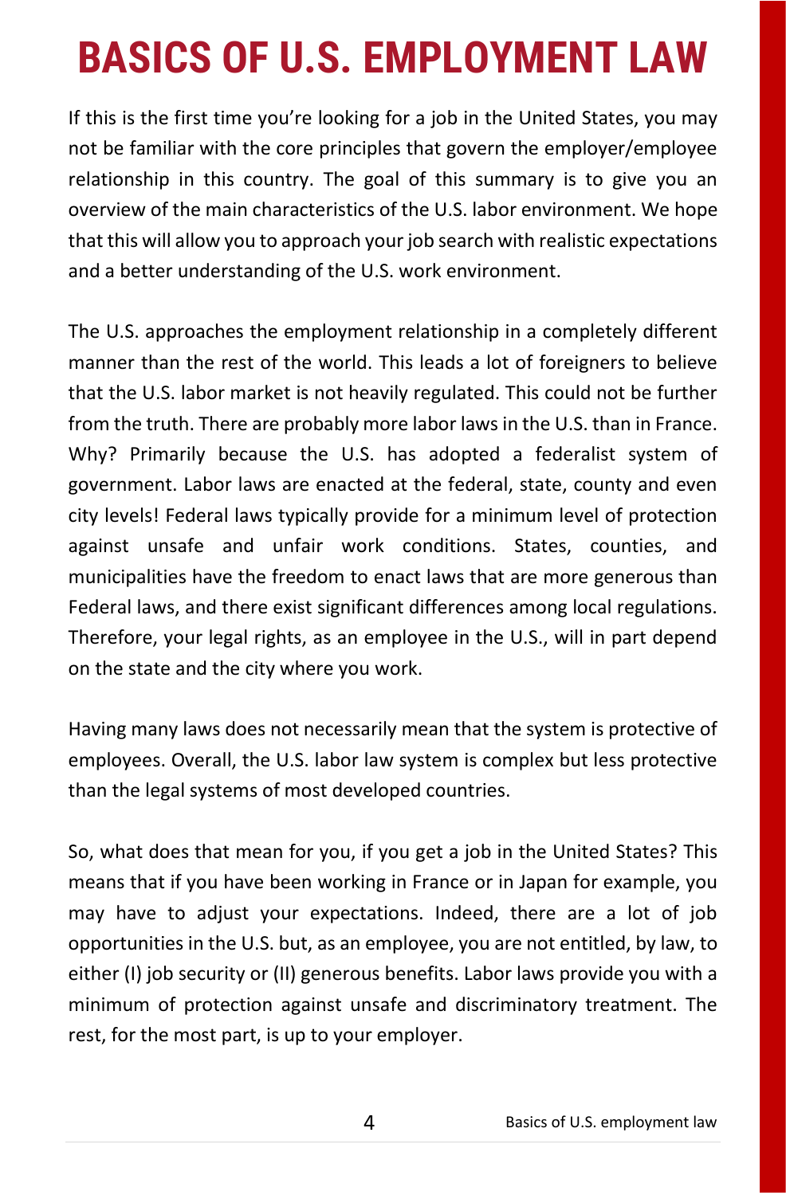# BASICS OF U.S. EMPLOYMENT LAW

If this is the first time you're looking for a job in the United States, you may not be familiar with the core principles that govern the employer/employee relationship in this country. The goal of this summary is to give you an overview of the main characteristics of the U.S. labor environment. We hope that this will allow you to approach your job search with realistic expectations and a better understanding of the U.S. work environment.

The U.S. approaches the employment relationship in a completely different manner than the rest of the world. This leads a lot of foreigners to believe that the U.S. labor market is not heavily regulated. This could not be further from the truth. There are probably more labor laws in the U.S. than in France. Why? Primarily because the U.S. has adopted a federalist system of government. Labor laws are enacted at the federal, state, county and even city levels! Federal laws typically provide for a minimum level of protection against unsafe and unfair work conditions. States, counties, and municipalities have the freedom to enact laws that are more generous than Federal laws, and there exist significant differences among local regulations. Therefore, your legal rights, as an employee in the U.S., will in part depend on the state and the city where you work.

Having many laws does not necessarily mean that the system is protective of employees. Overall, the U.S. labor law system is complex but less protective than the legal systems of most developed countries.

So, what does that mean for you, if you get a job in the United States? This means that if you have been working in France or in Japan for example, you may have to adjust your expectations. Indeed, there are a lot of job opportunities in the U.S. but, as an employee, you are not entitled, by law, to either (I) job security or (II) generous benefits. Labor laws provide you with a minimum of protection against unsafe and discriminatory treatment. The rest, for the most part, is up to your employer.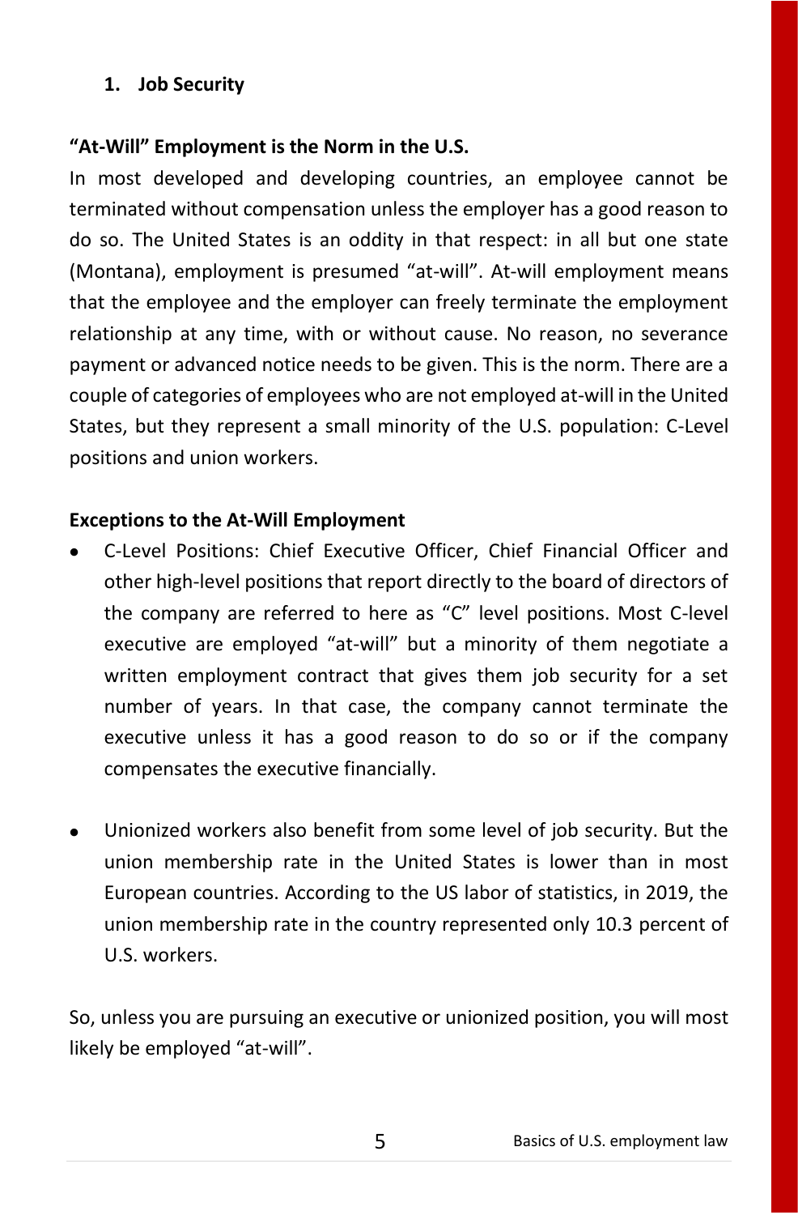## 1. Job Security

### "At-Will" Employment is the Norm in the U.S.

In most developed and developing countries, an employee cannot be terminated without compensation unless the employer has a good reason to do so. The United States is an oddity in that respect: in all but one state (Montana), employment is presumed "at-will". At-will employment means that the employee and the employer can freely terminate the employment relationship at any time, with or without cause. No reason, no severance payment or advanced notice needs to be given. This is the norm. There are a couple of categories of employees who are not employed at-will in the United States, but they represent a small minority of the U.S. population: C-Level positions and union workers.

### Exceptions to the At-Will Employment

- C-Level Positions: Chief Executive Officer, Chief Financial Officer and other high-level positions that report directly to the board of directors of the company are referred to here as "C" level positions. Most C-level executive are employed "at-will" but a minority of them negotiate a written employment contract that gives them job security for a set number of years. In that case, the company cannot terminate the executive unless it has a good reason to do so or if the company compensates the executive financially.

- Unionized workers also benefit from some level of job security. But the union membership rate in the United States is lower than in most European countries. According to the US labor of statistics, in 2019, the union membership rate in the country represented only 10.3 percent of U.S. workers.

So, unless you are pursuing an executive or unionized position, you will most likely be employed "at-will".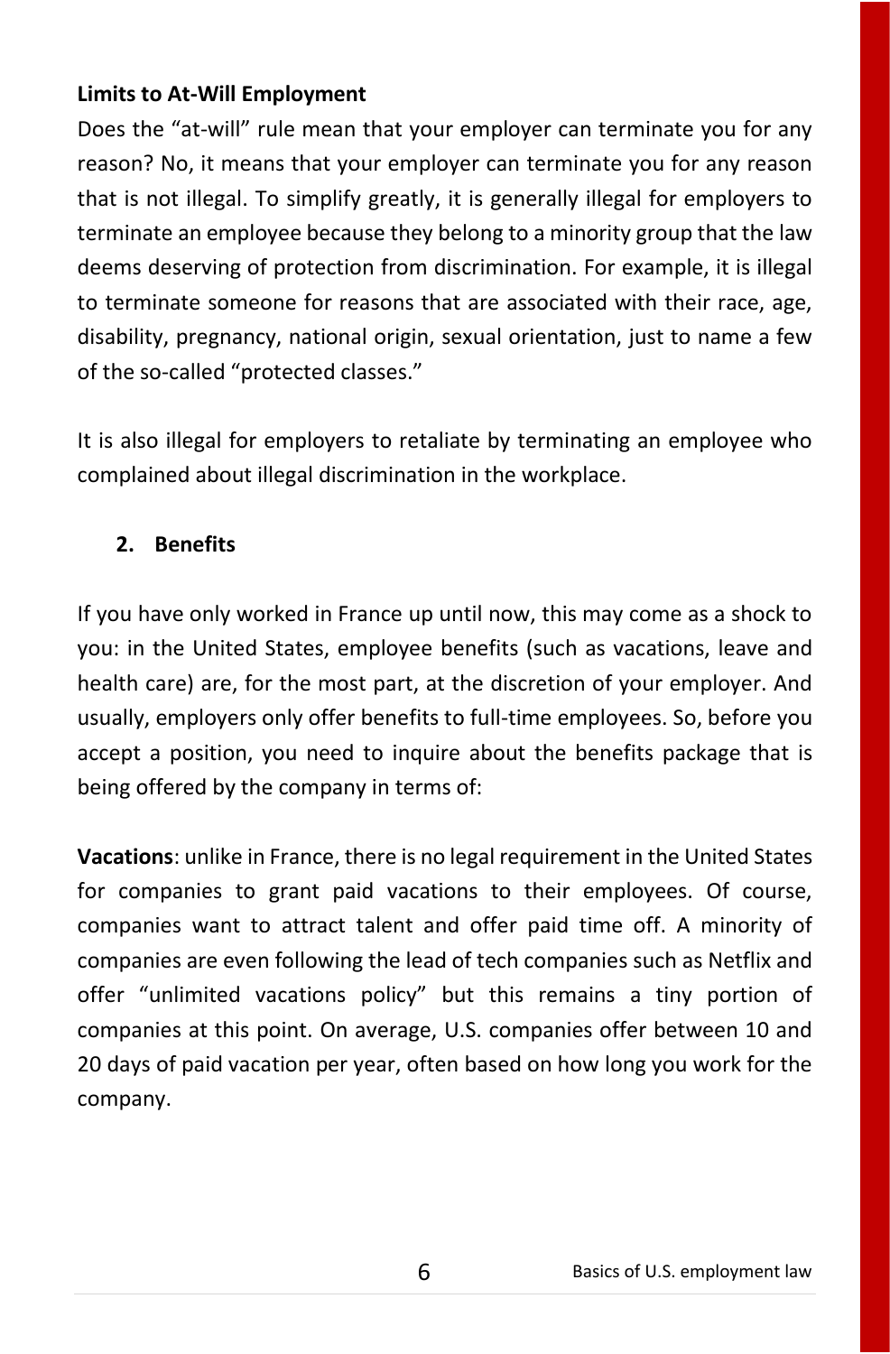**Limits to At-Will Employment**

Does the "at-will" rule mean that your employer can terminate you for any reason? No, it means that your employer can terminate you for any reason that is not illegal. To simplify greatly, it is generally illegal for employers to terminate an employee because they belong to a minority group that the law deems deserving of protection from discrimination. For example, it is illegal to terminate someone for reasons that are associated with their race, age, disability, pregnancy, national origin, sexual orientation, just to name a few of the so-called "protected classes."

It is also illegal for employers to retaliate by terminating an employee who complained about illegal discrimination in the workplace.

## 2. Benefits

If you have only worked in France up until now, this may come as a shock to you: in the United States, employee benefits (such as vacations, leave and health care) are, for the most part, at the discretion of your employer. And usually, employers only offer benefits to full-time employees. So, before you accept a position, you need to inquire about the benefits package that is being offered by the company in terms of:

**Vacations**: unlike in France, there is no legal requirement in the United States for companies to grant paid vacations to their employees. Of course, companies want to attract talent and offer paid time off. A minority of companies are even following the lead of tech companies such as Netflix and offer "unlimited vacations policy" but this remains a tiny portion of companies at this point. On average, U.S. companies offer between 10 and 20 days of paid vacation per year, often based on how long you work for the company.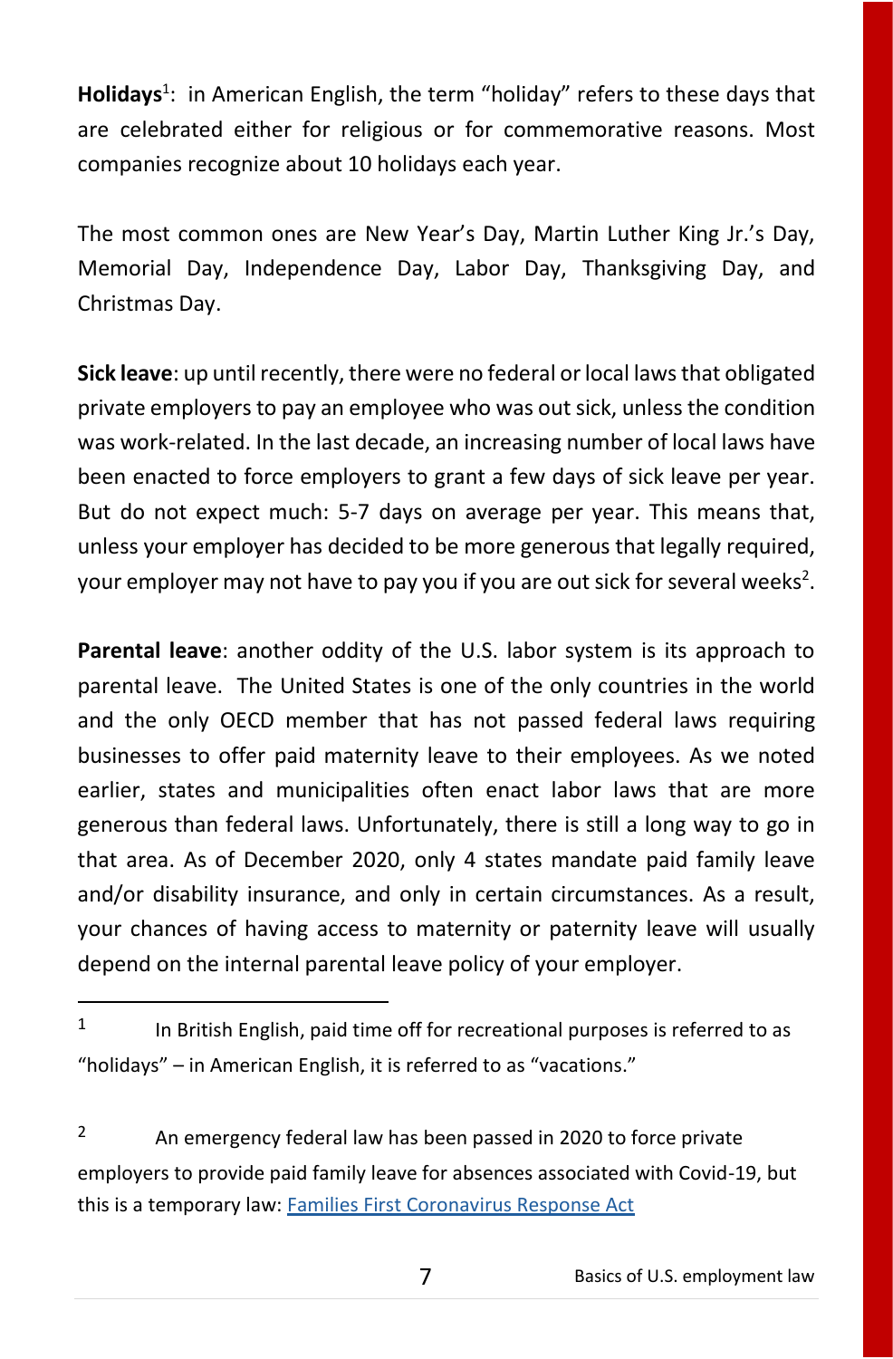**Holidays**[1]: in American English, the term "holiday" refers to these days that are celebrated either for religious or for commemorative reasons. Most companies recognize about 10 holidays each year.

The most common ones are New Year's Day, Martin Luther King Jr.'s Day, Memorial Day, Independence Day, Labor Day, Thanksgiving Day, and Christmas Day.

**Sick leave**: up until recently, there were no federal or local laws that obligated private employers to pay an employee who was out sick, unless the condition was work-related. In the last decade, an increasing number of local laws have been enacted to force employers to grant a few days of sick leave per year. But do not expect much: 5-7 days on average per year. This means that, unless your employer has decided to be more generous that legally required, your employer may not have to pay you if you are out sick for several weeks[2].

**Parental leave**: another oddity of the U.S. labor system is its approach to parental leave. The United States is one of the only countries in the world and the only OECD member that has not passed federal laws requiring businesses to offer paid maternity leave to their employees. As we noted earlier, states and municipalities often enact labor laws that are more generous than federal laws. Unfortunately, there is still a long way to go in that area. As of December 2020, only 4 states mandate paid family leave and/or disability insurance, and only in certain circumstances. As a result, your chances of having access to maternity or paternity leave will usually depend on the internal parental leave policy of your employer.

---

[1] In British English, paid time off for recreational purposes is referred to as "holidays" – in American English, it is referred to as "vacations."

[2] An emergency federal law has been passed in 2020 to force private employers to provide paid family leave for absences associated with Covid-19, but this is a temporary law: Families First Coronavirus Response Act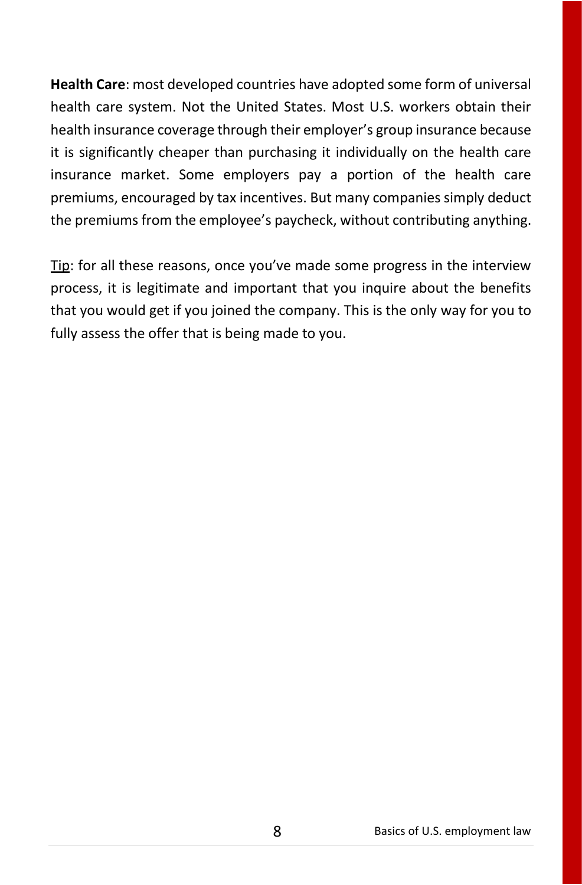**Health Care**: most developed countries have adopted some form of universal health care system. Not the United States. Most U.S. workers obtain their health insurance coverage through their employer's group insurance because it is significantly cheaper than purchasing it individually on the health care insurance market. Some employers pay a portion of the health care premiums, encouraged by tax incentives. But many companies simply deduct the premiums from the employee's paycheck, without contributing anything.

<u>Tip</u>: for all these reasons, once you've made some progress in the interview process, it is legitimate and important that you inquire about the benefits that you would get if you joined the company. This is the only way for you to fully assess the offer that is being made to you.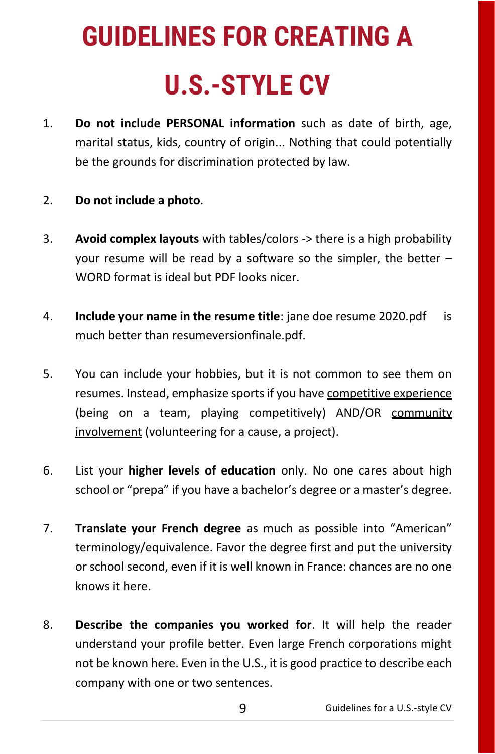# GUIDELINES FOR CREATING A U.S.-STYLE CV

1. **Do not include PERSONAL information** such as date of birth, age, marital status, kids, country of origin... Nothing that could potentially be the grounds for discrimination protected by law.

2. **Do not include a photo**.

3. **Avoid complex layouts** with tables/colors -> there is a high probability your resume will be read by a software so the simpler, the better – WORD format is ideal but PDF looks nicer.

4. **Include your name in the resume title**: jane doe resume 2020.pdf is much better than resumeversionfinale.pdf.

5. You can include your hobbies, but it is not common to see them on resumes. Instead, emphasize sports if you have competitive experience (being on a team, playing competitively) AND/OR community involvement (volunteering for a cause, a project).

6. List your **higher levels of education** only. No one cares about high school or "prepa" if you have a bachelor's degree or a master's degree.

7. **Translate your French degree** as much as possible into "American" terminology/equivalence. Favor the degree first and put the university or school second, even if it is well known in France: chances are no one knows it here.

8. **Describe the companies you worked for**. It will help the reader understand your profile better. Even large French corporations might not be known here. Even in the U.S., it is good practice to describe each company with one or two sentences.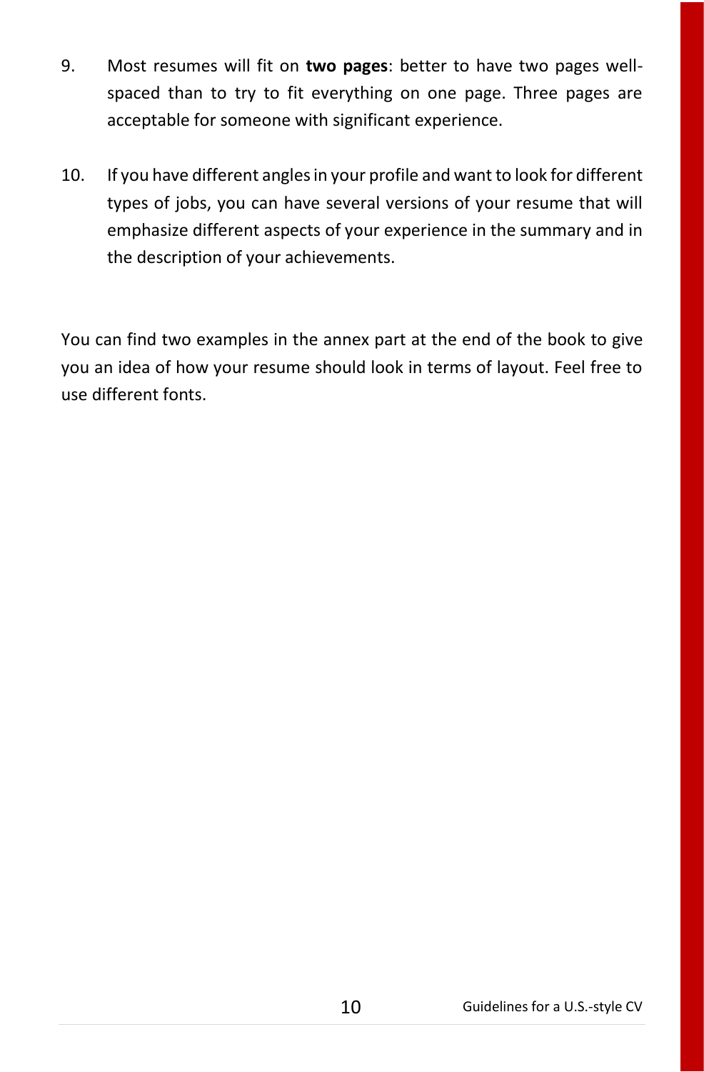9. Most resumes will fit on **two pages**: better to have two pages well-spaced than to try to fit everything on one page. Three pages are acceptable for someone with significant experience.

10. If you have different angles in your profile and want to look for different types of jobs, you can have several versions of your resume that will emphasize different aspects of your experience in the summary and in the description of your achievements.

You can find two examples in the annex part at the end of the book to give you an idea of how your resume should look in terms of layout. Feel free to use different fonts.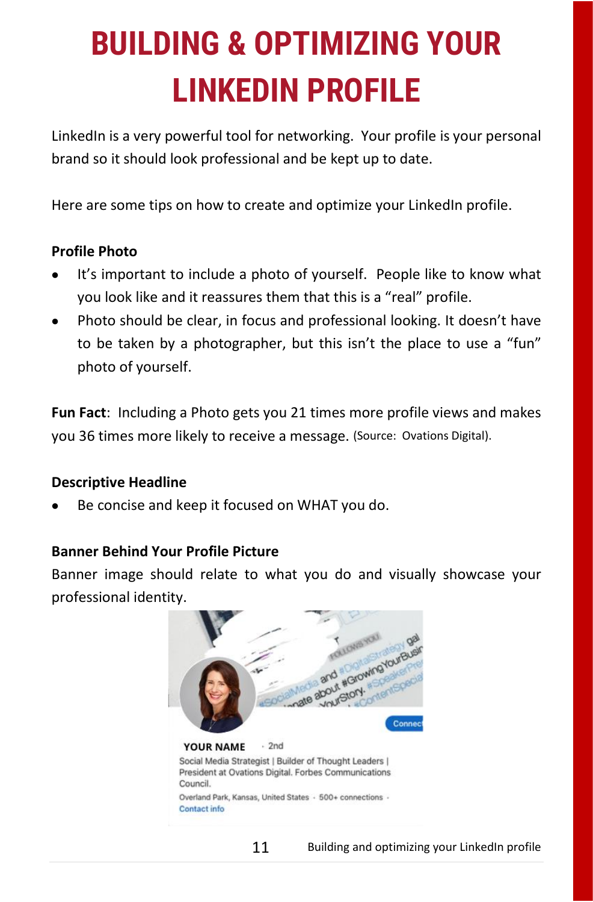# BUILDING & OPTIMIZING YOUR LINKEDIN PROFILE

LinkedIn is a very powerful tool for networking. Your profile is your personal brand so it should look professional and be kept up to date.

Here are some tips on how to create and optimize your LinkedIn profile.

**Profile Photo**

- It's important to include a photo of yourself. People like to know what you look like and it reassures them that this is a "real" profile.
- Photo should be clear, in focus and professional looking. It doesn't have to be taken by a photographer, but this isn't the place to use a "fun" photo of yourself.

**Fun Fact**: Including a Photo gets you 21 times more profile views and makes you 36 times more likely to receive a message. (Source: Ovations Digital).

**Descriptive Headline**

- Be concise and keep it focused on WHAT you do.

**Banner Behind Your Profile Picture**

Banner image should relate to what you do and visually showcase your professional identity.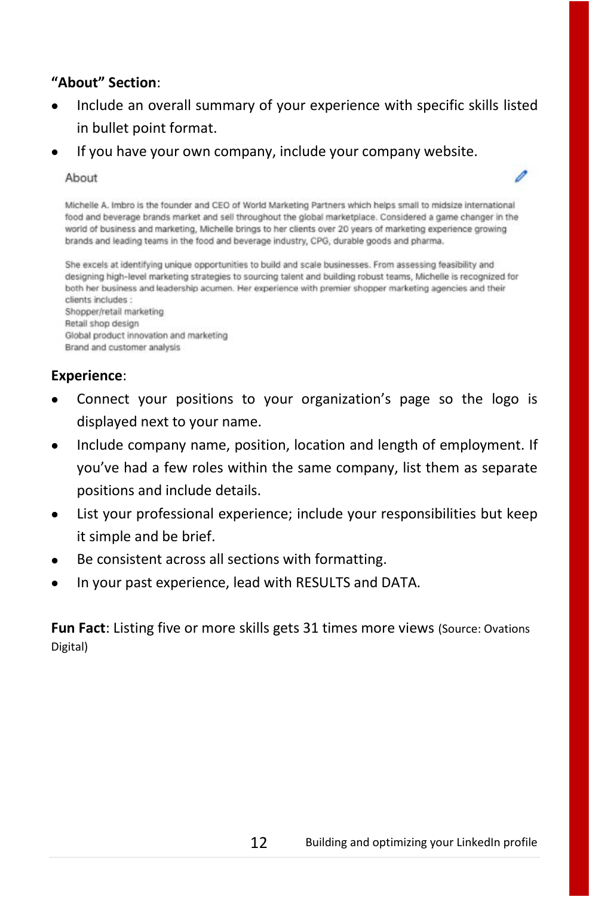**"About" Section**:

- Include an overall summary of your experience with specific skills listed in bullet point format.
- If you have your own company, include your company website.

About

Michelle A. Imbro is the founder and CEO of World Marketing Partners which helps small to midsize international food and beverage brands market and sell throughout the global marketplace. Considered a game changer in the world of business and marketing, Michelle brings to her clients over 20 years of marketing experience growing brands and leading teams in the food and beverage industry, CPG, durable goods and pharma.

She excels at identifying unique opportunities to build and scale businesses. From assessing feasibility and designing high-level marketing strategies to sourcing talent and building robust teams, Michelle is recognized for both her business and leadership acumen. Her experience with premier shopper marketing agencies and their clients includes :
Shopper/retail marketing
Retail shop design
Global product innovation and marketing
Brand and customer analysis

**Experience**:

- Connect your positions to your organization's page so the logo is displayed next to your name.
- Include company name, position, location and length of employment. If you've had a few roles within the same company, list them as separate positions and include details.
- List your professional experience; include your responsibilities but keep it simple and be brief.
- Be consistent across all sections with formatting.
- In your past experience, lead with RESULTS and DATA.

**Fun Fact**: Listing five or more skills gets 31 times more views (Source: Ovations Digital)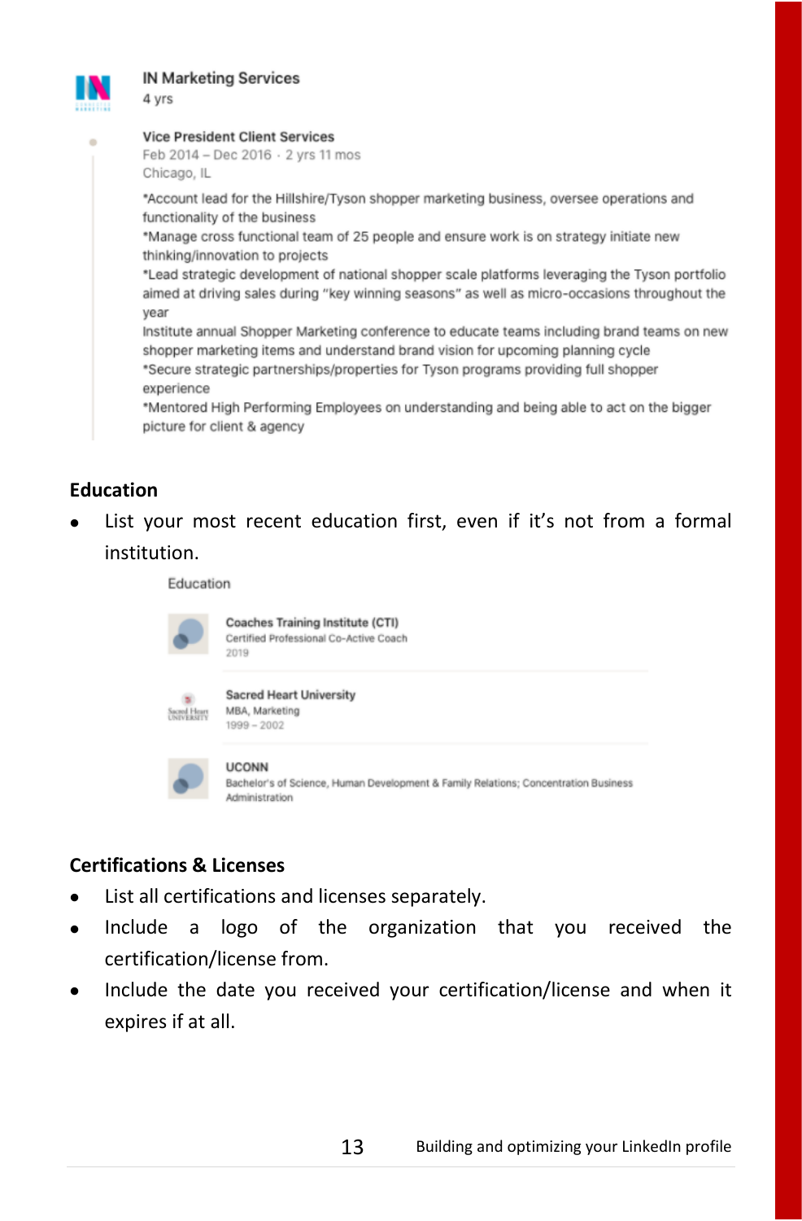IN Marketing Services
4 yrs

Vice President Client Services
Feb 2014 – Dec 2016 · 2 yrs 11 mos
Chicago, IL

*Account lead for the Hillshire/Tyson shopper marketing business, oversee operations and functionality of the business
*Manage cross functional team of 25 people and ensure work is on strategy initiate new thinking/innovation to projects
*Lead strategic development of national shopper scale platforms leveraging the Tyson portfolio aimed at driving sales during "key winning seasons" as well as micro-occasions throughout the year
Institute annual Shopper Marketing conference to educate teams including brand teams on new shopper marketing items and understand brand vision for upcoming planning cycle
*Secure strategic partnerships/properties for Tyson programs providing full shopper experience
*Mentored High Performing Employees on understanding and being able to act on the bigger picture for client & agency

## Education

- List your most recent education first, even if it's not from a formal institution.

Education

Coaches Training Institute (CTI)
Certified Professional Co-Active Coach
2019

Sacred Heart University
MBA, Marketing
1999 – 2002

UCONN
Bachelor's of Science, Human Development & Family Relations; Concentration Business Administration

## Certifications & Licenses

- List all certifications and licenses separately.
- Include a logo of the organization that you received the certification/license from.
- Include the date you received your certification/license and when it expires if at all.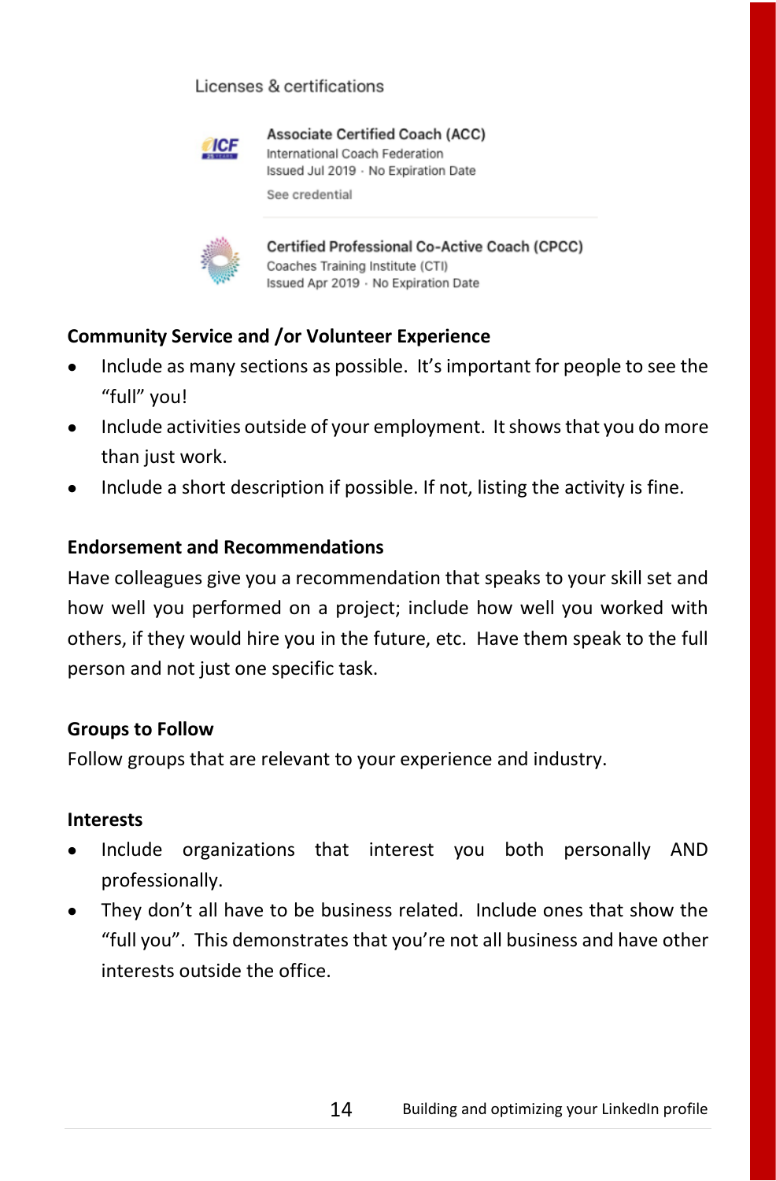Licenses & certifications

**Associate Certified Coach (ACC)**
International Coach Federation
Issued Jul 2019 · No Expiration Date
See credential

**Certified Professional Co-Active Coach (CPCC)**
Coaches Training Institute (CTI)
Issued Apr 2019 · No Expiration Date

### Community Service and /or Volunteer Experience

- Include as many sections as possible. It's important for people to see the "full" you!
- Include activities outside of your employment. It shows that you do more than just work.
- Include a short description if possible. If not, listing the activity is fine.

### Endorsement and Recommendations

Have colleagues give you a recommendation that speaks to your skill set and how well you performed on a project; include how well you worked with others, if they would hire you in the future, etc. Have them speak to the full person and not just one specific task.

### Groups to Follow

Follow groups that are relevant to your experience and industry.

### Interests

- Include organizations that interest you both personally AND professionally.
- They don't all have to be business related. Include ones that show the "full you". This demonstrates that you're not all business and have other interests outside the office.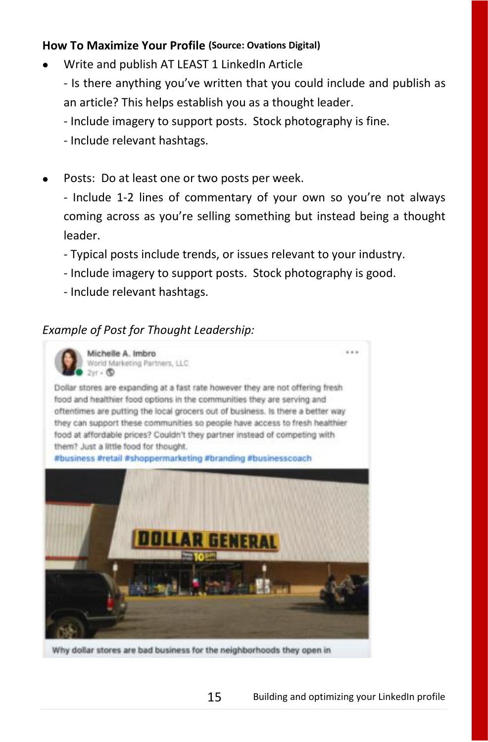### How To Maximize Your Profile (Source: Ovations Digital)

- Write and publish AT LEAST 1 LinkedIn Article
  - Is there anything you've written that you could include and publish as an article? This helps establish you as a thought leader.
  - Include imagery to support posts. Stock photography is fine.
  - Include relevant hashtags.

- Posts: Do at least one or two posts per week.
  - Include 1-2 lines of commentary of your own so you're not always coming across as you're selling something but instead being a thought leader.
  - Typical posts include trends, or issues relevant to your industry.
  - Include imagery to support posts. Stock photography is good.
  - Include relevant hashtags.

*Example of Post for Thought Leadership:*

Michelle A. Imbro
World Marketing Partners, LLC
2yr •

Dollar stores are expanding at a fast rate however they are not offering fresh food and healthier food options in the communities they are serving and oftentimes are putting the local grocers out of business. Is there a better way they can support these communities so people have access to fresh healthier food at affordable prices? Couldn't they partner instead of competing with them? Just a little food for thought.
#business #retail #shoppermarketing #branding #businesscoach

Why dollar stores are bad business for the neighborhoods they open in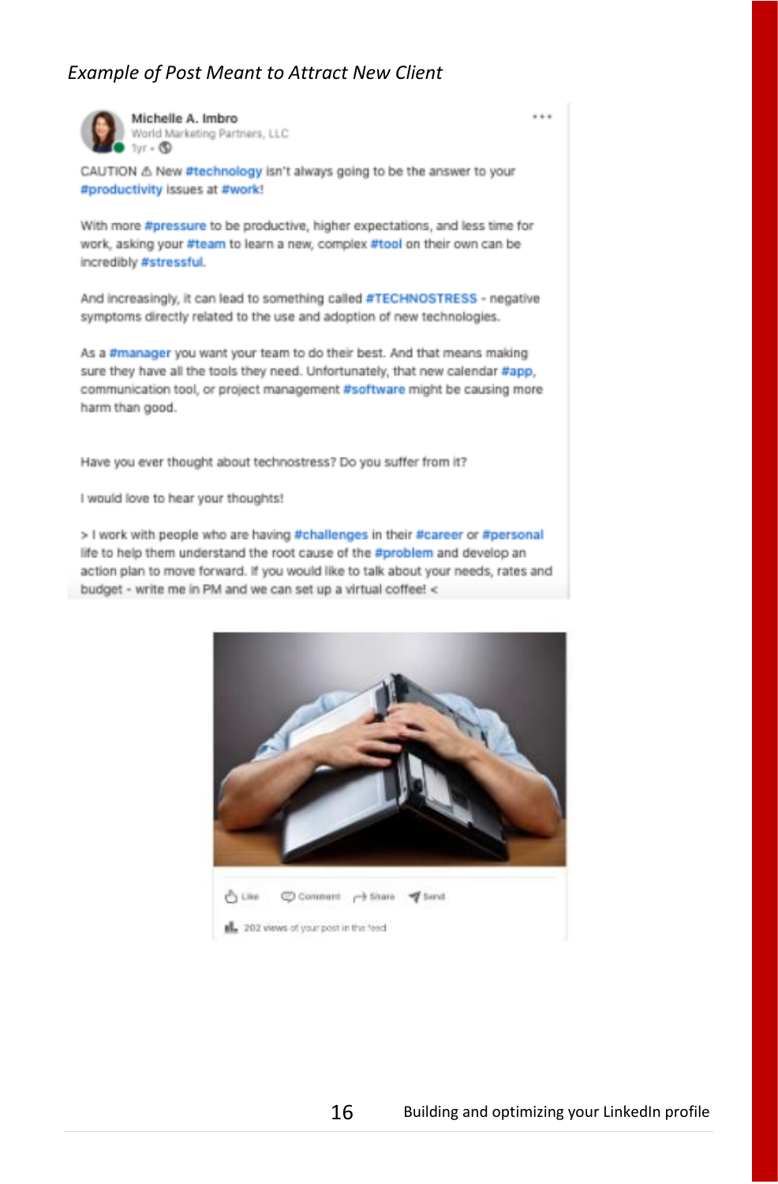*Example of Post Meant to Attract New Client*

Michelle A. Imbro
World Marketing Partners, LLC
1yr •

CAUTION ⚠ New #technology isn't always going to be the answer to your #productivity issues at #work!

With more #pressure to be productive, higher expectations, and less time for work, asking your #team to learn a new, complex #tool on their own can be incredibly #stressful.

And increasingly, it can lead to something called #TECHNOSTRESS - negative symptoms directly related to the use and adoption of new technologies.

As a #manager you want your team to do their best. And that means making sure they have all the tools they need. Unfortunately, that new calendar #app, communication tool, or project management #software might be causing more harm than good.

Have you ever thought about technostress? Do you suffer from it?

I would love to hear your thoughts!

> I work with people who are having #challenges in their #career or #personal life to help them understand the root cause of the #problem and develop an action plan to move forward. If you would like to talk about your needs, rates and budget - write me in PM and we can set up a virtual coffee! <

Like Comment Share Send

202 views of your post in the feed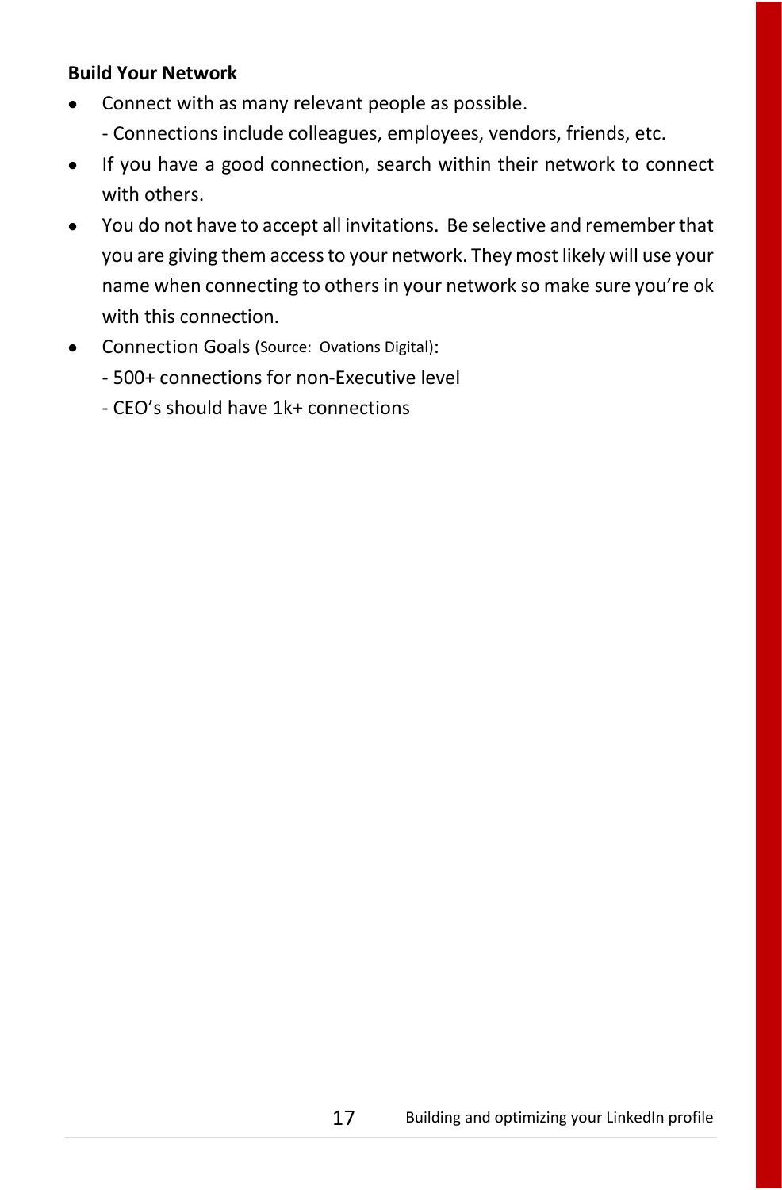**Build Your Network**

- Connect with as many relevant people as possible.
  - Connections include colleagues, employees, vendors, friends, etc.
- If you have a good connection, search within their network to connect with others.
- You do not have to accept all invitations. Be selective and remember that you are giving them access to your network. They most likely will use your name when connecting to others in your network so make sure you're ok with this connection.
- Connection Goals (Source: Ovations Digital):
  - 500+ connections for non-Executive level
  - CEO's should have 1k+ connections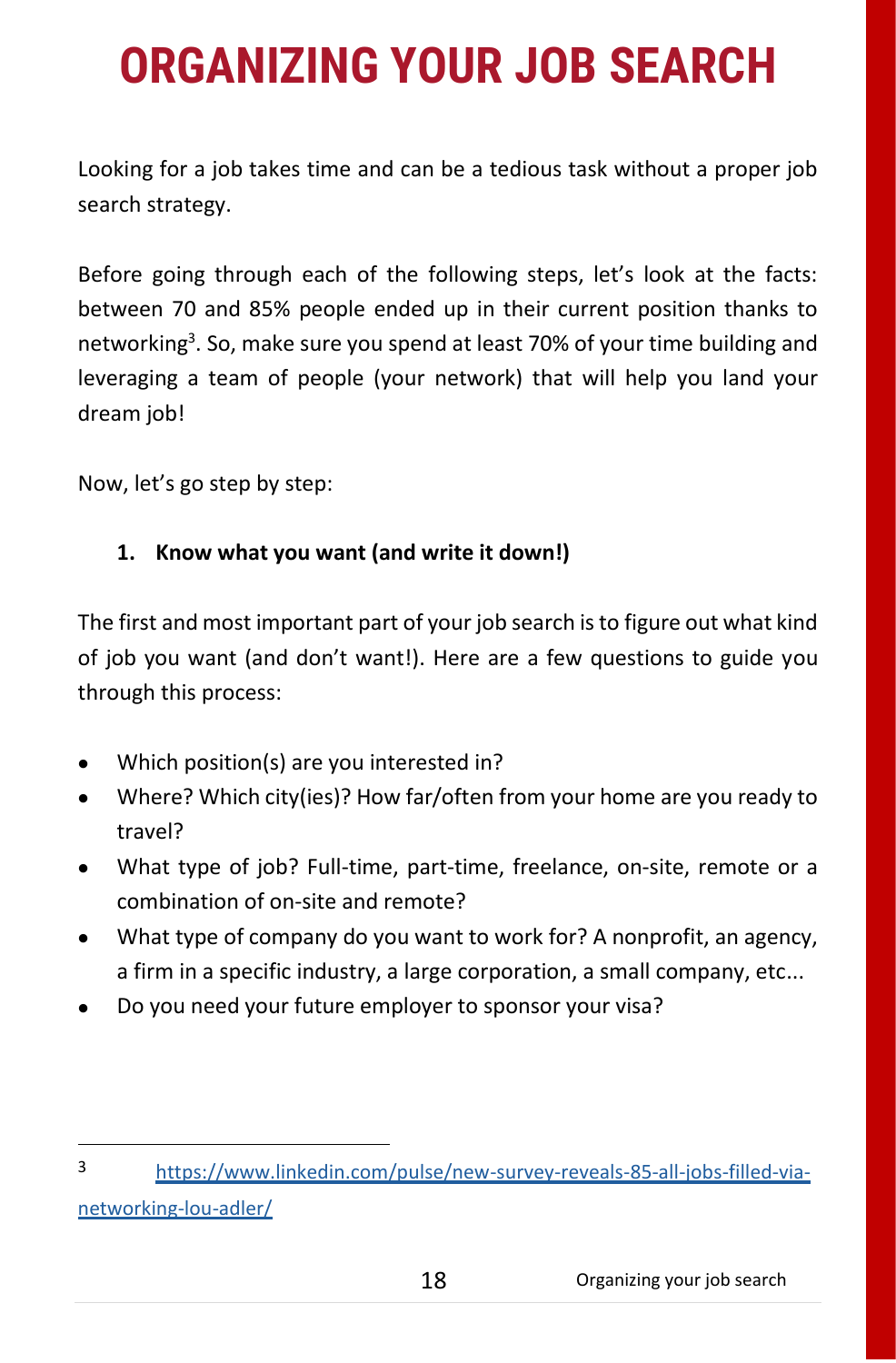# ORGANIZING YOUR JOB SEARCH

Looking for a job takes time and can be a tedious task without a proper job search strategy.

Before going through each of the following steps, let's look at the facts: between 70 and 85% people ended up in their current position thanks to networking[3]. So, make sure you spend at least 70% of your time building and leveraging a team of people (your network) that will help you land your dream job!

Now, let's go step by step:

1. **Know what you want (and write it down!)**

The first and most important part of your job search is to figure out what kind of job you want (and don't want!). Here are a few questions to guide you through this process:

- Which position(s) are you interested in?
- Where? Which city(ies)? How far/often from your home are you ready to travel?
- What type of job? Full-time, part-time, freelance, on-site, remote or a combination of on-site and remote?
- What type of company do you want to work for? A nonprofit, an agency, a firm in a specific industry, a large corporation, a small company, etc...
- Do you need your future employer to sponsor your visa?

---

[3] https://www.linkedin.com/pulse/new-survey-reveals-85-all-jobs-filled-via-networking-lou-adler/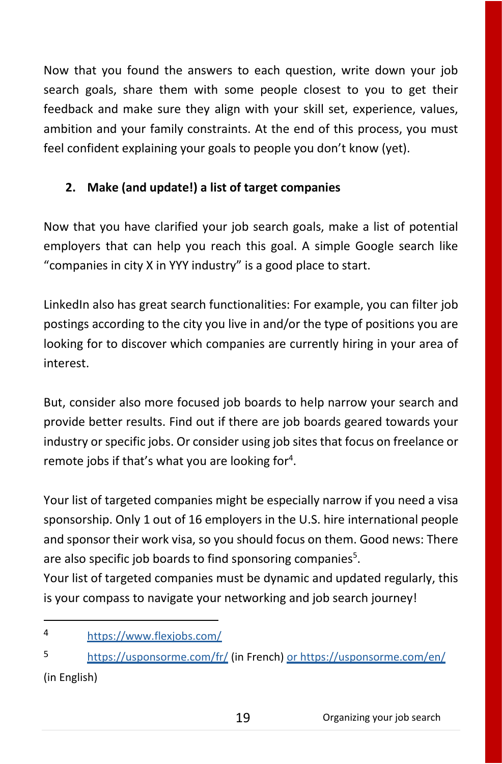Now that you found the answers to each question, write down your job search goals, share them with some people closest to you to get their feedback and make sure they align with your skill set, experience, values, ambition and your family constraints. At the end of this process, you must feel confident explaining your goals to people you don't know (yet).

2. **Make (and update!) a list of target companies**

Now that you have clarified your job search goals, make a list of potential employers that can help you reach this goal. A simple Google search like "companies in city X in YYY industry" is a good place to start.

LinkedIn also has great search functionalities: For example, you can filter job postings according to the city you live in and/or the type of positions you are looking for to discover which companies are currently hiring in your area of interest.

But, consider also more focused job boards to help narrow your search and provide better results. Find out if there are job boards geared towards your industry or specific jobs. Or consider using job sites that focus on freelance or remote jobs if that's what you are looking for[4].

Your list of targeted companies might be especially narrow if you need a visa sponsorship. Only 1 out of 16 employers in the U.S. hire international people and sponsor their work visa, so you should focus on them. Good news: There are also specific job boards to find sponsoring companies[5].
Your list of targeted companies must be dynamic and updated regularly, this is your compass to navigate your networking and job search journey!

---

4 https://www.flexjobs.com/

5 https://usponsorme.com/fr/ (in French) or https://usponsorme.com/en/ (in English)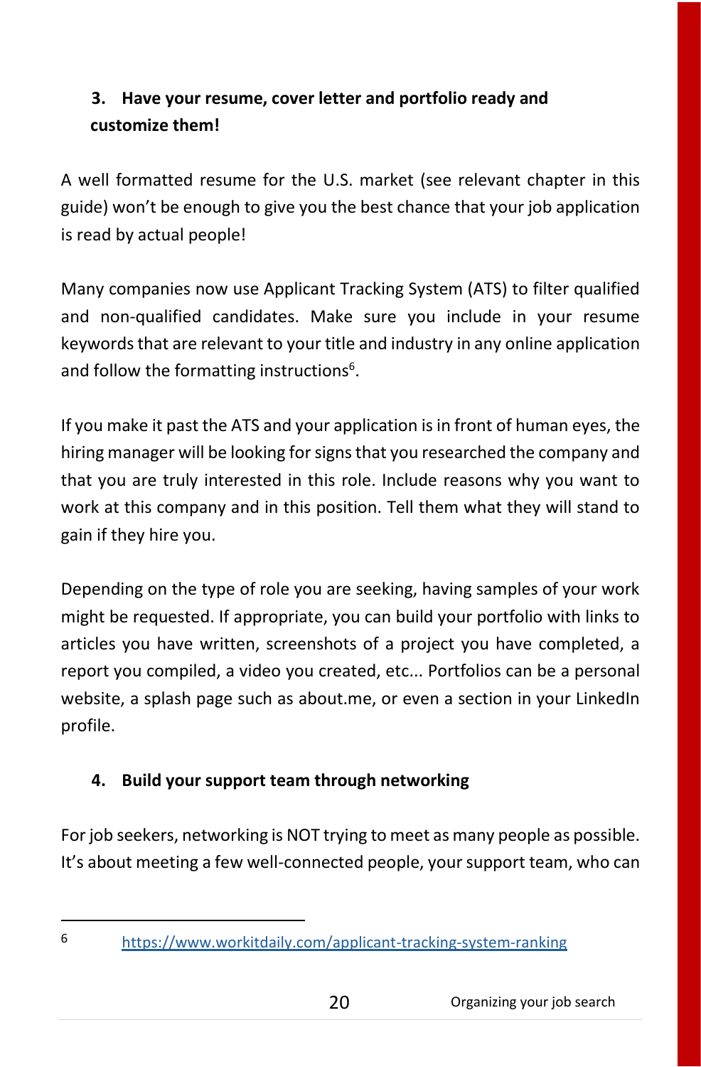### 3. Have your resume, cover letter and portfolio ready and customize them!

A well formatted resume for the U.S. market (see relevant chapter in this guide) won't be enough to give you the best chance that your job application is read by actual people!

Many companies now use Applicant Tracking System (ATS) to filter qualified and non-qualified candidates. Make sure you include in your resume keywords that are relevant to your title and industry in any online application and follow the formatting instructions[6].

If you make it past the ATS and your application is in front of human eyes, the hiring manager will be looking for signs that you researched the company and that you are truly interested in this role. Include reasons why you want to work at this company and in this position. Tell them what they will stand to gain if they hire you.

Depending on the type of role you are seeking, having samples of your work might be requested. If appropriate, you can build your portfolio with links to articles you have written, screenshots of a project you have completed, a report you compiled, a video you created, etc... Portfolios can be a personal website, a splash page such as about.me, or even a section in your LinkedIn profile.

### 4. Build your support team through networking

For job seekers, networking is NOT trying to meet as many people as possible. It's about meeting a few well-connected people, your support team, who can

---

[6] https://www.workitdaily.com/applicant-tracking-system-ranking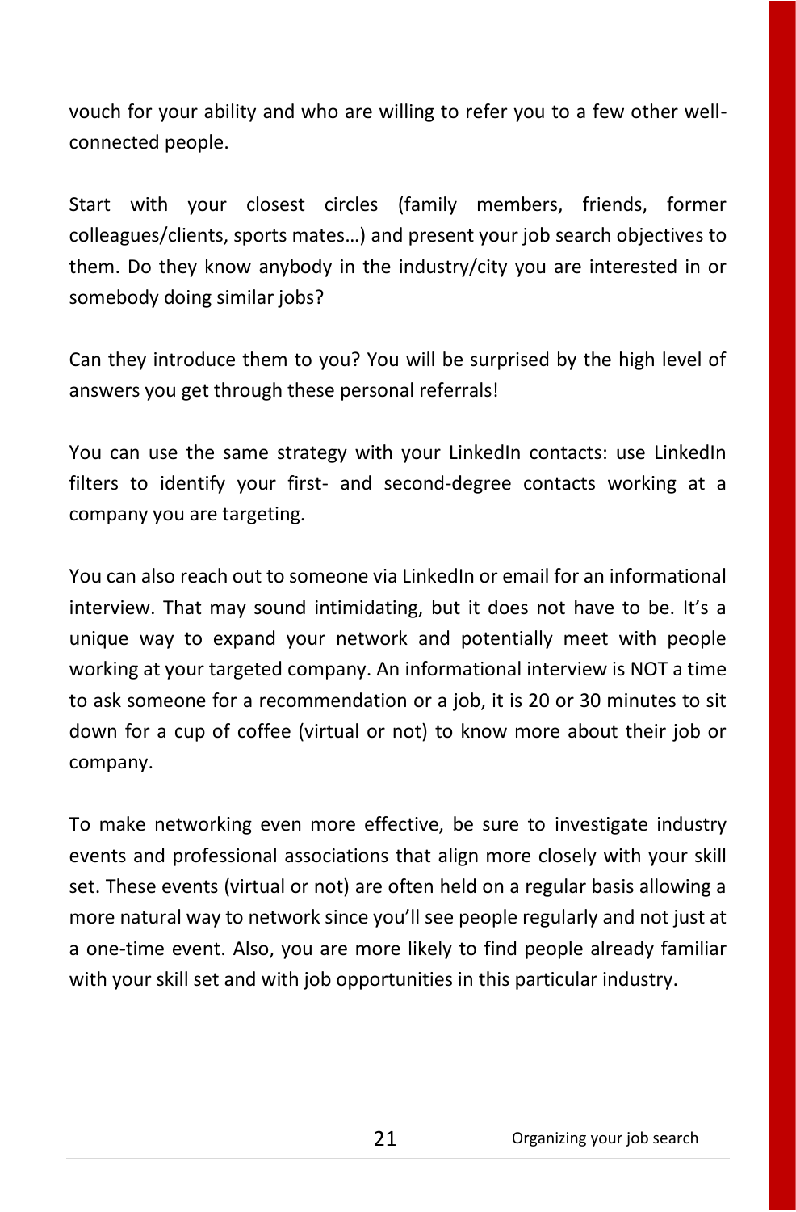vouch for your ability and who are willing to refer you to a few other well-connected people.

Start with your closest circles (family members, friends, former colleagues/clients, sports mates…) and present your job search objectives to them. Do they know anybody in the industry/city you are interested in or somebody doing similar jobs?

Can they introduce them to you? You will be surprised by the high level of answers you get through these personal referrals!

You can use the same strategy with your LinkedIn contacts: use LinkedIn filters to identify your first- and second-degree contacts working at a company you are targeting.

You can also reach out to someone via LinkedIn or email for an informational interview. That may sound intimidating, but it does not have to be. It's a unique way to expand your network and potentially meet with people working at your targeted company. An informational interview is NOT a time to ask someone for a recommendation or a job, it is 20 or 30 minutes to sit down for a cup of coffee (virtual or not) to know more about their job or company.

To make networking even more effective, be sure to investigate industry events and professional associations that align more closely with your skill set. These events (virtual or not) are often held on a regular basis allowing a more natural way to network since you'll see people regularly and not just at a one-time event. Also, you are more likely to find people already familiar with your skill set and with job opportunities in this particular industry.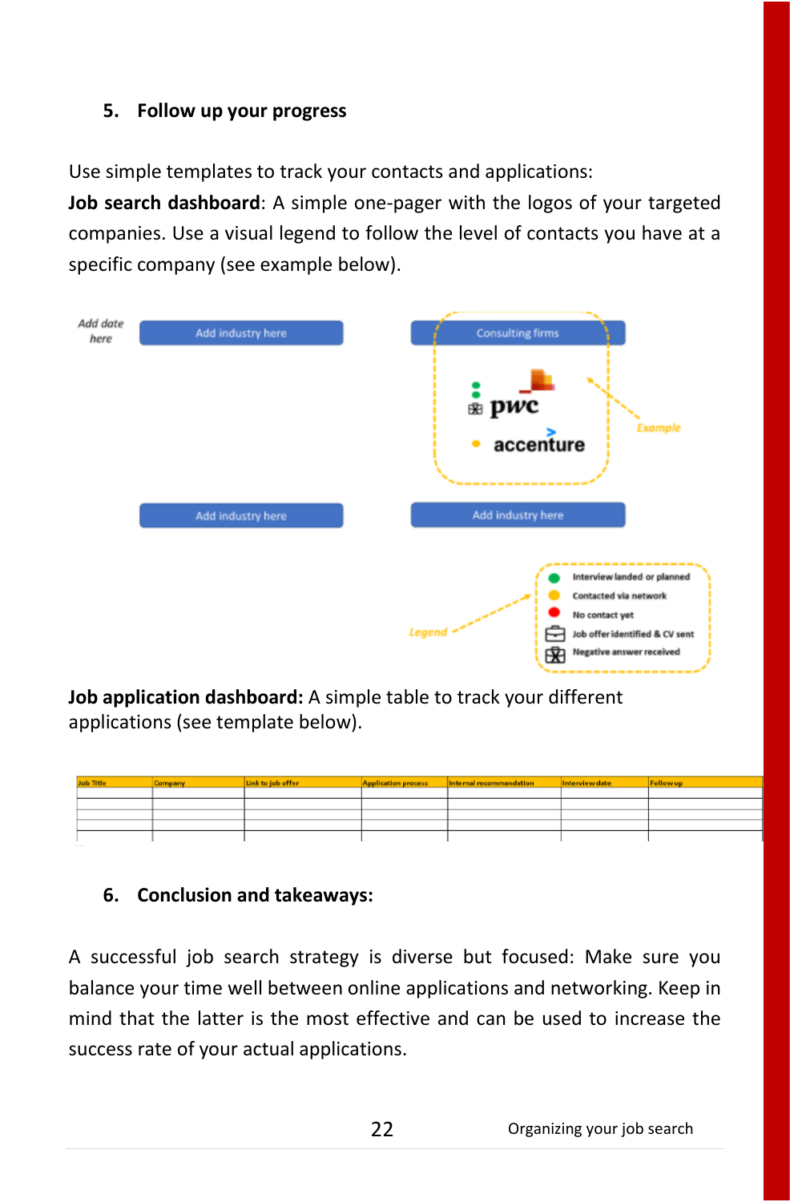## 5. Follow up your progress

Use simple templates to track your contacts and applications:
**Job search dashboard**: A simple one-pager with the logos of your targeted companies. Use a visual legend to follow the level of contacts you have at a specific company (see example below).

Add date here

Add industry here

Consulting firms

pwc

accenture

Example

Add industry here

Add industry here

Legend

Interview landed or planned
Contacted via network
No contact yet
Job offer identified & CV sent
Negative answer received

**Job application dashboard:** A simple table to track your different applications (see template below).

| Job Title | Company | Link to job offer | Application process | Internal recommendation | Interview date | Follow up |
|---|---|---|---|---|---|---|
| | | | | | | |
| | | | | | | |
| | | | | | | |
| | | | | | | |

## 6. Conclusion and takeaways:

A successful job search strategy is diverse but focused: Make sure you balance your time well between online applications and networking. Keep in mind that the latter is the most effective and can be used to increase the success rate of your actual applications.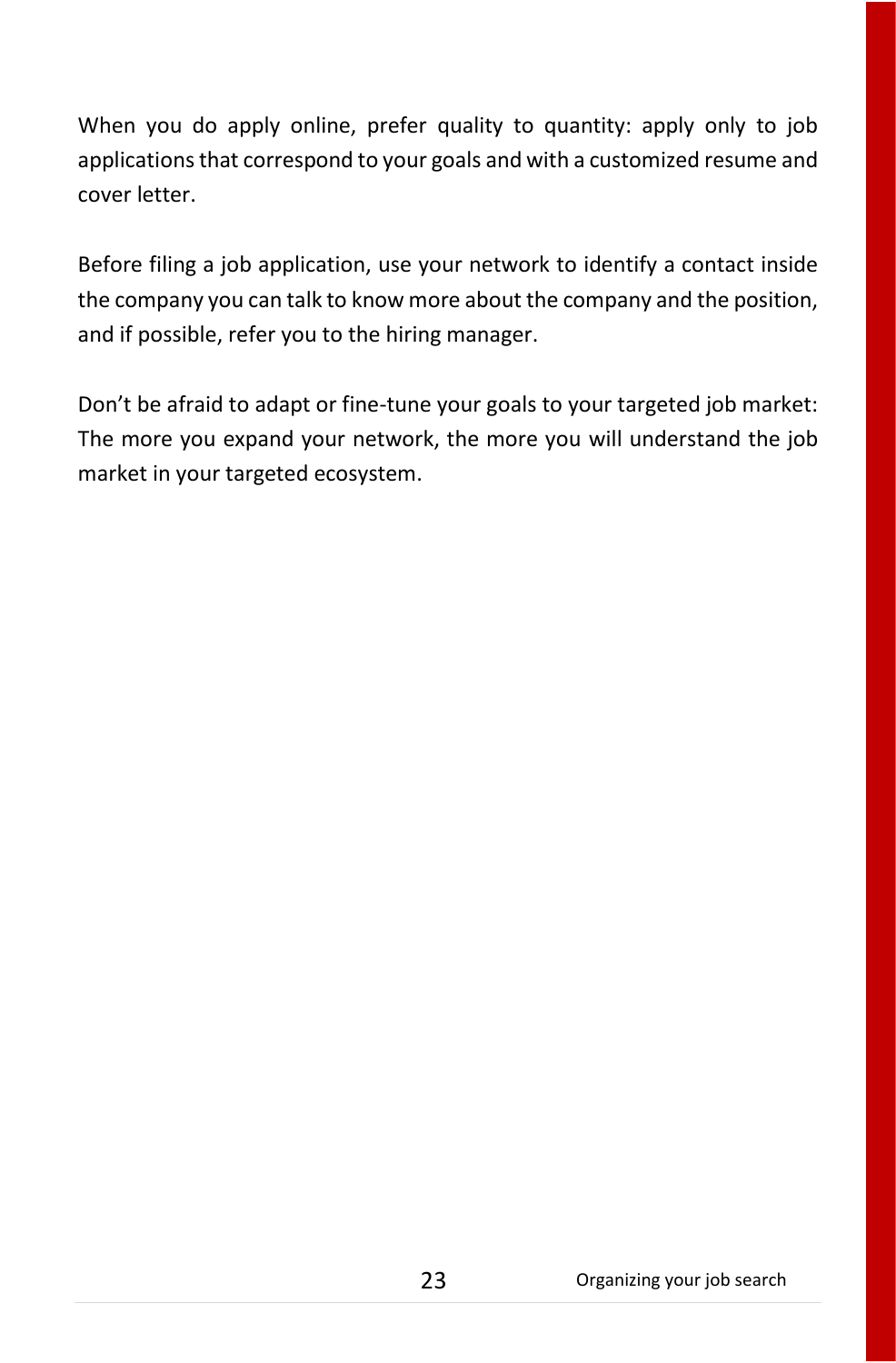When you do apply online, prefer quality to quantity: apply only to job applications that correspond to your goals and with a customized resume and cover letter.

Before filing a job application, use your network to identify a contact inside the company you can talk to know more about the company and the position, and if possible, refer you to the hiring manager.

Don’t be afraid to adapt or fine-tune your goals to your targeted job market: The more you expand your network, the more you will understand the job market in your targeted ecosystem.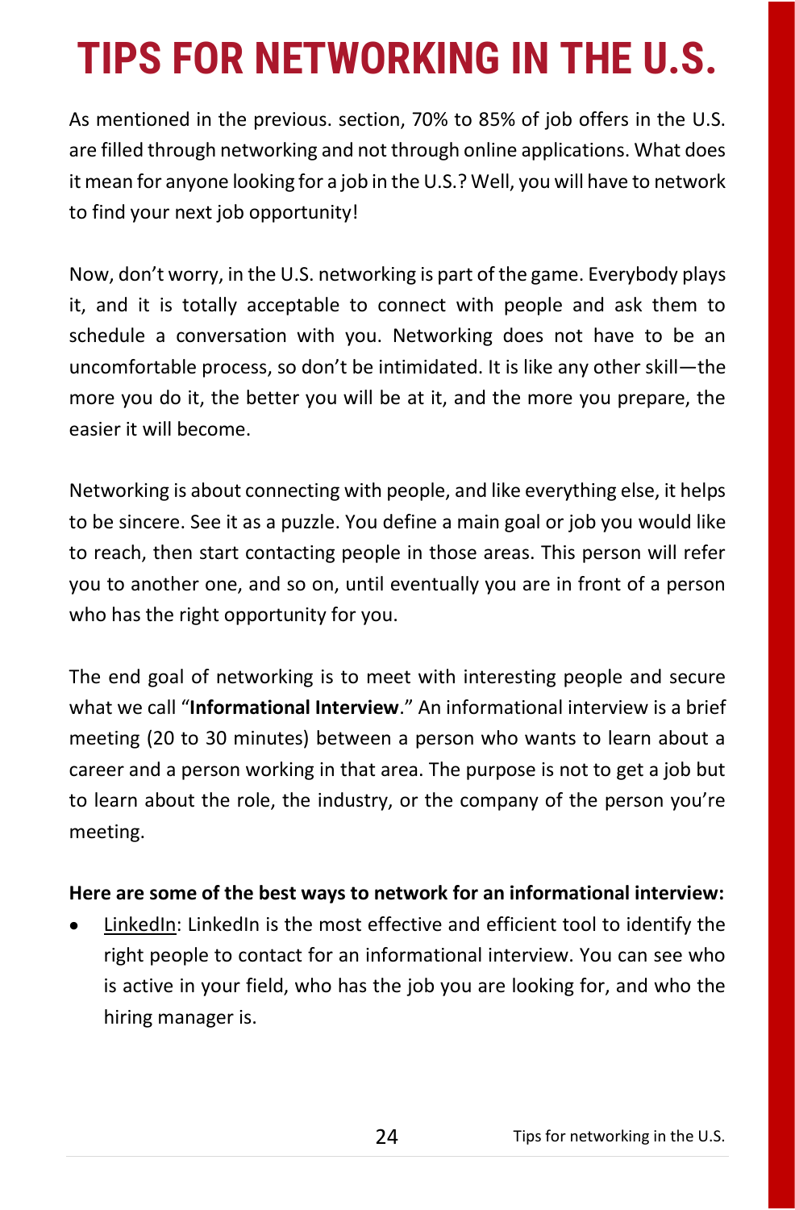# TIPS FOR NETWORKING IN THE U.S.

As mentioned in the previous. section, 70% to 85% of job offers in the U.S. are filled through networking and not through online applications. What does it mean for anyone looking for a job in the U.S.? Well, you will have to network to find your next job opportunity!

Now, don't worry, in the U.S. networking is part of the game. Everybody plays it, and it is totally acceptable to connect with people and ask them to schedule a conversation with you. Networking does not have to be an uncomfortable process, so don't be intimidated. It is like any other skill—the more you do it, the better you will be at it, and the more you prepare, the easier it will become.

Networking is about connecting with people, and like everything else, it helps to be sincere. See it as a puzzle. You define a main goal or job you would like to reach, then start contacting people in those areas. This person will refer you to another one, and so on, until eventually you are in front of a person who has the right opportunity for you.

The end goal of networking is to meet with interesting people and secure what we call "**Informational Interview**." An informational interview is a brief meeting (20 to 30 minutes) between a person who wants to learn about a career and a person working in that area. The purpose is not to get a job but to learn about the role, the industry, or the company of the person you're meeting.

**Here are some of the best ways to network for an informational interview:**

- <u>LinkedIn</u>: LinkedIn is the most effective and efficient tool to identify the right people to contact for an informational interview. You can see who is active in your field, who has the job you are looking for, and who the hiring manager is.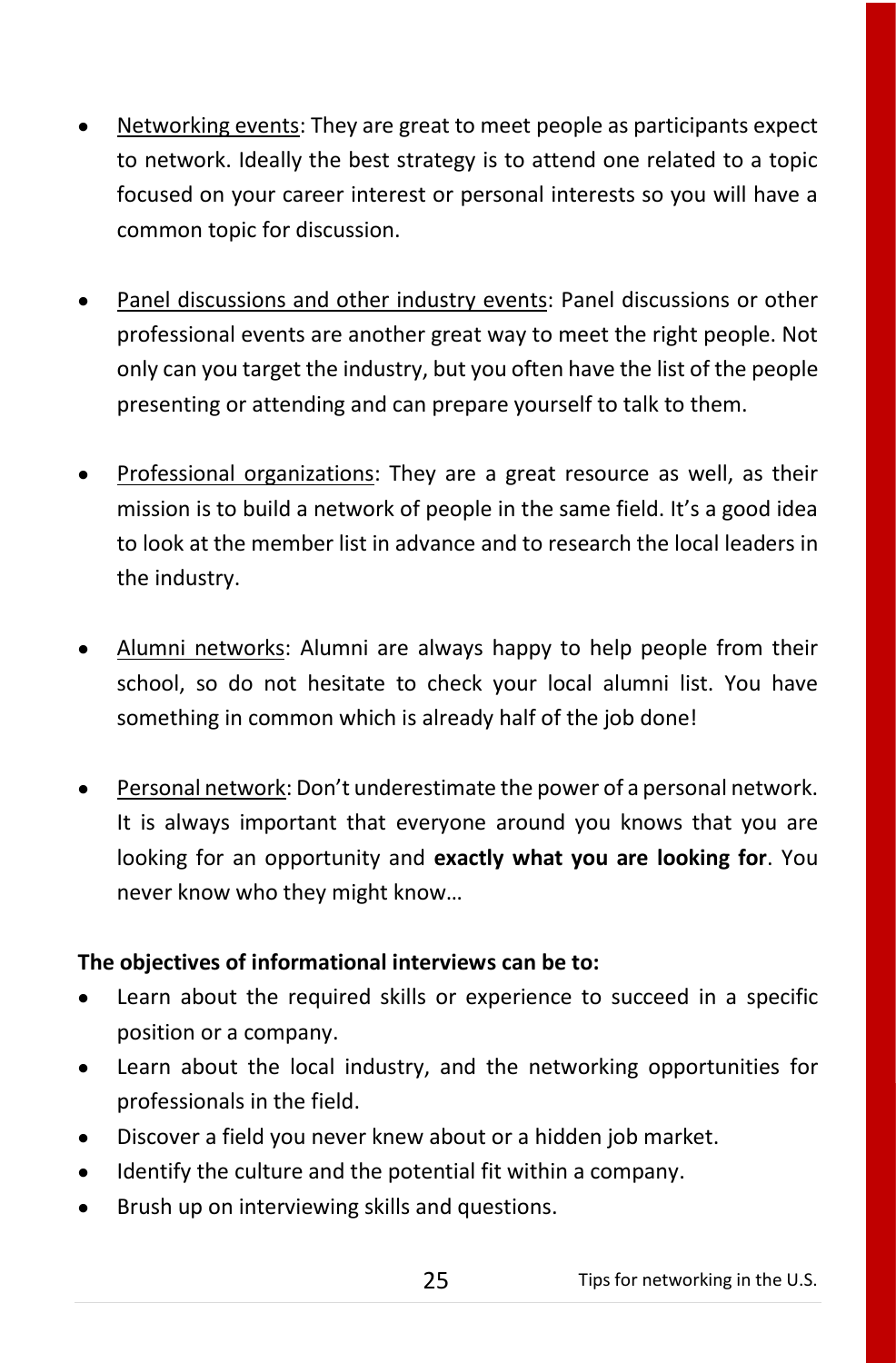- Networking events: They are great to meet people as participants expect to network. Ideally the best strategy is to attend one related to a topic focused on your career interest or personal interests so you will have a common topic for discussion.

- Panel discussions and other industry events: Panel discussions or other professional events are another great way to meet the right people. Not only can you target the industry, but you often have the list of the people presenting or attending and can prepare yourself to talk to them.

- Professional organizations: They are a great resource as well, as their mission is to build a network of people in the same field. It's a good idea to look at the member list in advance and to research the local leaders in the industry.

- Alumni networks: Alumni are always happy to help people from their school, so do not hesitate to check your local alumni list. You have something in common which is already half of the job done!

- Personal network: Don't underestimate the power of a personal network. It is always important that everyone around you knows that you are looking for an opportunity and **exactly what you are looking for**. You never know who they might know…

**The objectives of informational interviews can be to:**

- Learn about the required skills or experience to succeed in a specific position or a company.
- Learn about the local industry, and the networking opportunities for professionals in the field.
- Discover a field you never knew about or a hidden job market.
- Identify the culture and the potential fit within a company.
- Brush up on interviewing skills and questions.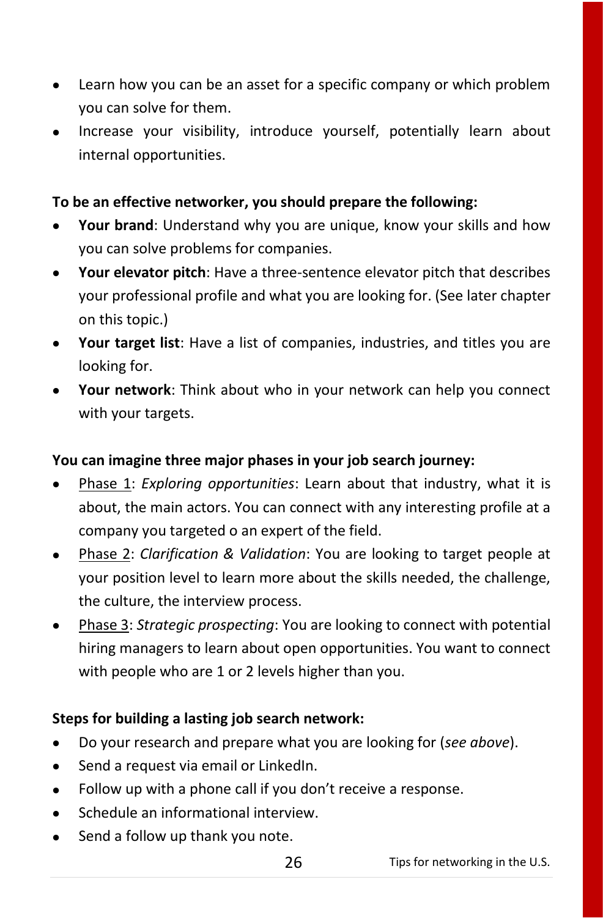- Learn how you can be an asset for a specific company or which problem you can solve for them.
- Increase your visibility, introduce yourself, potentially learn about internal opportunities.

**To be an effective networker, you should prepare the following:**

- **Your brand**: Understand why you are unique, know your skills and how you can solve problems for companies.
- **Your elevator pitch**: Have a three-sentence elevator pitch that describes your professional profile and what you are looking for. (See later chapter on this topic.)
- **Your target list**: Have a list of companies, industries, and titles you are looking for.
- **Your network**: Think about who in your network can help you connect with your targets.

**You can imagine three major phases in your job search journey:**

- <u>Phase 1</u>: *Exploring opportunities*: Learn about that industry, what it is about, the main actors. You can connect with any interesting profile at a company you targeted o an expert of the field.
- <u>Phase 2</u>: *Clarification & Validation*: You are looking to target people at your position level to learn more about the skills needed, the challenge, the culture, the interview process.
- <u>Phase 3</u>: *Strategic prospecting*: You are looking to connect with potential hiring managers to learn about open opportunities. You want to connect with people who are 1 or 2 levels higher than you.

**Steps for building a lasting job search network:**

- Do your research and prepare what you are looking for (*see above*).
- Send a request via email or LinkedIn.
- Follow up with a phone call if you don't receive a response.
- Schedule an informational interview.
- Send a follow up thank you note.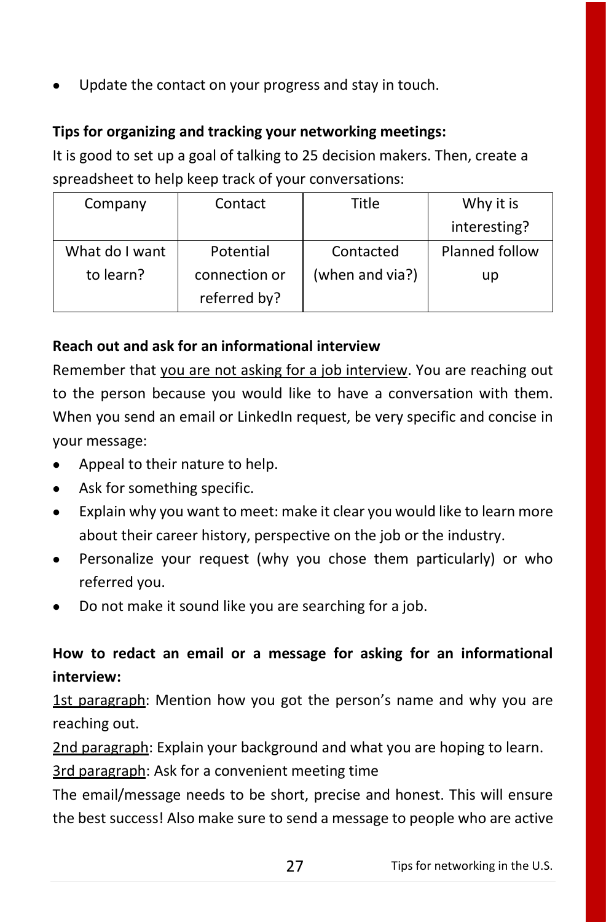- Update the contact on your progress and stay in touch.

**Tips for organizing and tracking your networking meetings:**

It is good to set up a goal of talking to 25 decision makers. Then, create a spreadsheet to help keep track of your conversations:

| | | | |
|---|---|---|---|
| Company | Contact | Title | Why it is interesting? |
| What do I want to learn? | Potential connection or referred by? | Contacted (when and via?) | Planned follow up |

**Reach out and ask for an informational interview**

Remember that you are not asking for a job interview. You are reaching out to the person because you would like to have a conversation with them. When you send an email or LinkedIn request, be very specific and concise in your message:

- Appeal to their nature to help.
- Ask for something specific.
- Explain why you want to meet: make it clear you would like to learn more about their career history, perspective on the job or the industry.
- Personalize your request (why you chose them particularly) or who referred you.
- Do not make it sound like you are searching for a job.

**How to redact an email or a message for asking for an informational interview:**

1st paragraph: Mention how you got the person's name and why you are reaching out.

2nd paragraph: Explain your background and what you are hoping to learn.

3rd paragraph: Ask for a convenient meeting time

The email/message needs to be short, precise and honest. This will ensure the best success! Also make sure to send a message to people who are active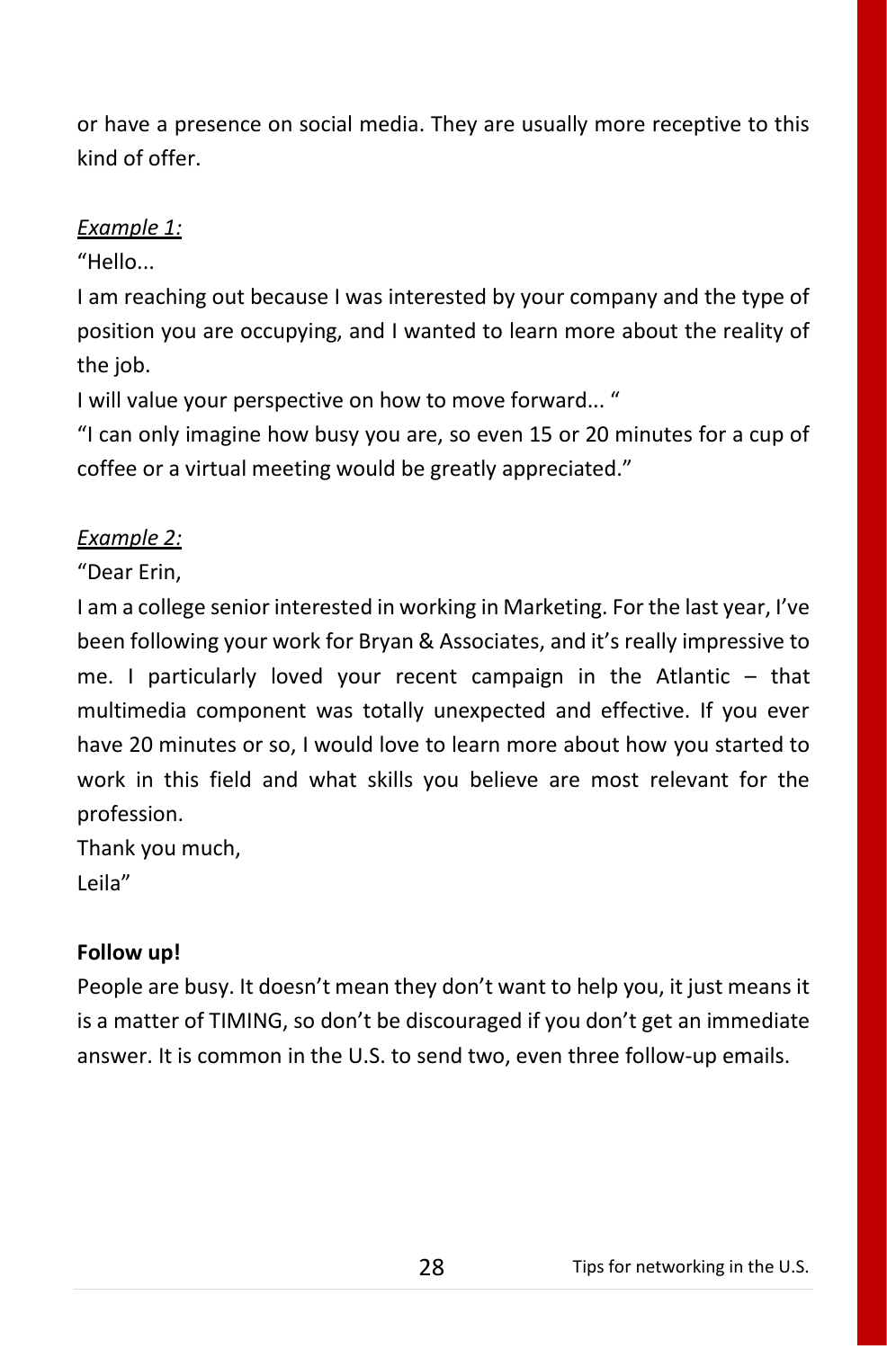or have a presence on social media. They are usually more receptive to this kind of offer.

*Example 1:*

"Hello...

I am reaching out because I was interested by your company and the type of position you are occupying, and I wanted to learn more about the reality of the job.

I will value your perspective on how to move forward... "

"I can only imagine how busy you are, so even 15 or 20 minutes for a cup of coffee or a virtual meeting would be greatly appreciated."

*Example 2:*

"Dear Erin,

I am a college senior interested in working in Marketing. For the last year, I've been following your work for Bryan & Associates, and it's really impressive to me. I particularly loved your recent campaign in the Atlantic – that multimedia component was totally unexpected and effective. If you ever have 20 minutes or so, I would love to learn more about how you started to work in this field and what skills you believe are most relevant for the profession.

Thank you much,

Leila"

**Follow up!**

People are busy. It doesn't mean they don't want to help you, it just means it is a matter of TIMING, so don't be discouraged if you don't get an immediate answer. It is common in the U.S. to send two, even three follow-up emails.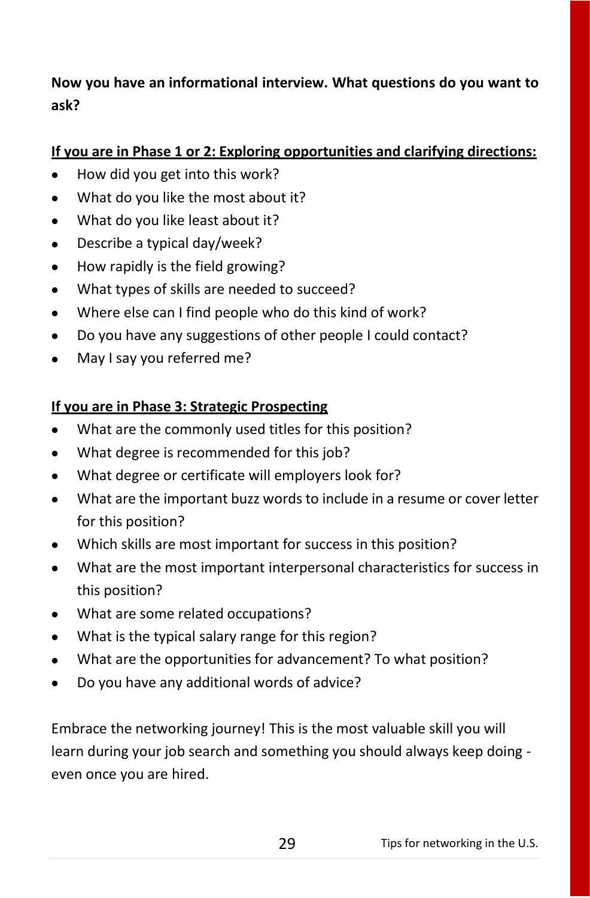**Now you have an informational interview. What questions do you want to ask?**

**<u>If you are in Phase 1 or 2: Exploring opportunities and clarifying directions:</u>**

- How did you get into this work?
- What do you like the most about it?
- What do you like least about it?
- Describe a typical day/week?
- How rapidly is the field growing?
- What types of skills are needed to succeed?
- Where else can I find people who do this kind of work?
- Do you have any suggestions of other people I could contact?
- May I say you referred me?

**<u>If you are in Phase 3: Strategic Prospecting</u>**

- What are the commonly used titles for this position?
- What degree is recommended for this job?
- What degree or certificate will employers look for?
- What are the important buzz words to include in a resume or cover letter for this position?
- Which skills are most important for success in this position?
- What are the most important interpersonal characteristics for success in this position?
- What are some related occupations?
- What is the typical salary range for this region?
- What are the opportunities for advancement? To what position?
- Do you have any additional words of advice?

Embrace the networking journey! This is the most valuable skill you will learn during your job search and something you should always keep doing - even once you are hired.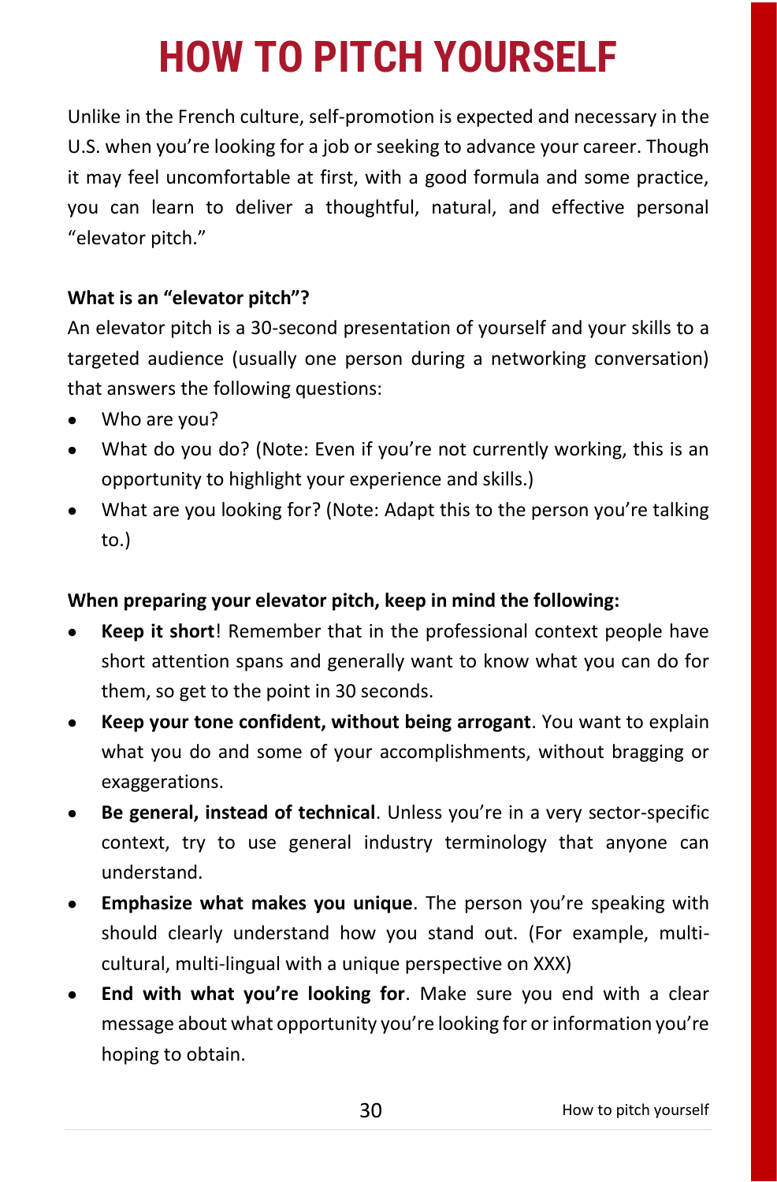# HOW TO PITCH YOURSELF

Unlike in the French culture, self-promotion is expected and necessary in the U.S. when you're looking for a job or seeking to advance your career. Though it may feel uncomfortable at first, with a good formula and some practice, you can learn to deliver a thoughtful, natural, and effective personal "elevator pitch."

**What is an "elevator pitch"?**

An elevator pitch is a 30-second presentation of yourself and your skills to a targeted audience (usually one person during a networking conversation) that answers the following questions:

- Who are you?
- What do you do? (Note: Even if you're not currently working, this is an opportunity to highlight your experience and skills.)
- What are you looking for? (Note: Adapt this to the person you're talking to.)

**When preparing your elevator pitch, keep in mind the following:**

- **Keep it short**! Remember that in the professional context people have short attention spans and generally want to know what you can do for them, so get to the point in 30 seconds.
- **Keep your tone confident, without being arrogant**. You want to explain what you do and some of your accomplishments, without bragging or exaggerations.
- **Be general, instead of technical**. Unless you're in a very sector-specific context, try to use general industry terminology that anyone can understand.
- **Emphasize what makes you unique**. The person you're speaking with should clearly understand how you stand out. (For example, multi-cultural, multi-lingual with a unique perspective on XXX)
- **End with what you're looking for**. Make sure you end with a clear message about what opportunity you're looking for or information you're hoping to obtain.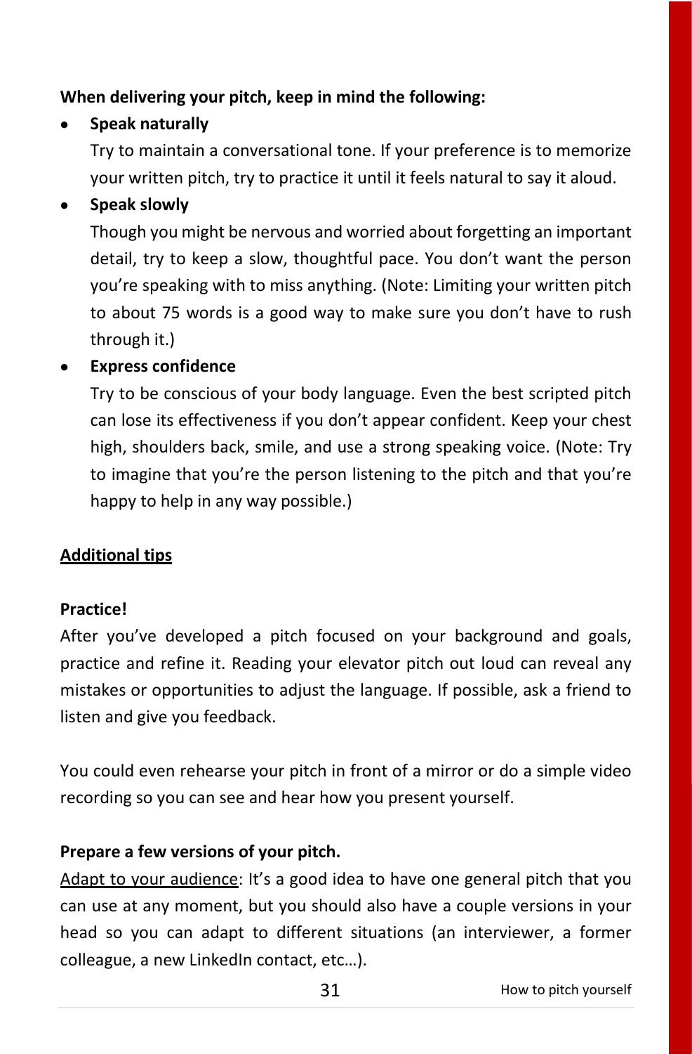**When delivering your pitch, keep in mind the following:**

- **Speak naturally**

  Try to maintain a conversational tone. If your preference is to memorize your written pitch, try to practice it until it feels natural to say it aloud.

- **Speak slowly**

  Though you might be nervous and worried about forgetting an important detail, try to keep a slow, thoughtful pace. You don't want the person you're speaking with to miss anything. (Note: Limiting your written pitch to about 75 words is a good way to make sure you don't have to rush through it.)

- **Express confidence**

  Try to be conscious of your body language. Even the best scripted pitch can lose its effectiveness if you don't appear confident. Keep your chest high, shoulders back, smile, and use a strong speaking voice. (Note: Try to imagine that you're the person listening to the pitch and that you're happy to help in any way possible.)

## Additional tips

**Practice!**

After you've developed a pitch focused on your background and goals, practice and refine it. Reading your elevator pitch out loud can reveal any mistakes or opportunities to adjust the language. If possible, ask a friend to listen and give you feedback.

You could even rehearse your pitch in front of a mirror or do a simple video recording so you can see and hear how you present yourself.

**Prepare a few versions of your pitch.**

Adapt to your audience: It's a good idea to have one general pitch that you can use at any moment, but you should also have a couple versions in your head so you can adapt to different situations (an interviewer, a former colleague, a new LinkedIn contact, etc…).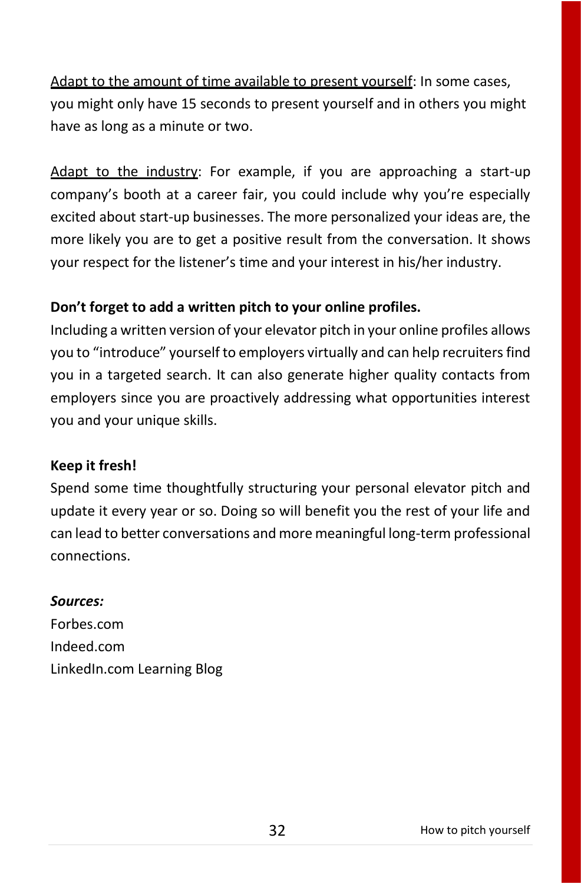Adapt to the amount of time available to present yourself: In some cases, you might only have 15 seconds to present yourself and in others you might have as long as a minute or two.

Adapt to the industry: For example, if you are approaching a start-up company's booth at a career fair, you could include why you're especially excited about start-up businesses. The more personalized your ideas are, the more likely you are to get a positive result from the conversation. It shows your respect for the listener's time and your interest in his/her industry.

**Don't forget to add a written pitch to your online profiles.**

Including a written version of your elevator pitch in your online profiles allows you to "introduce" yourself to employers virtually and can help recruiters find you in a targeted search. It can also generate higher quality contacts from employers since you are proactively addressing what opportunities interest you and your unique skills.

**Keep it fresh!**

Spend some time thoughtfully structuring your personal elevator pitch and update it every year or so. Doing so will benefit you the rest of your life and can lead to better conversations and more meaningful long-term professional connections.

***Sources:***

Forbes.com
Indeed.com
LinkedIn.com Learning Blog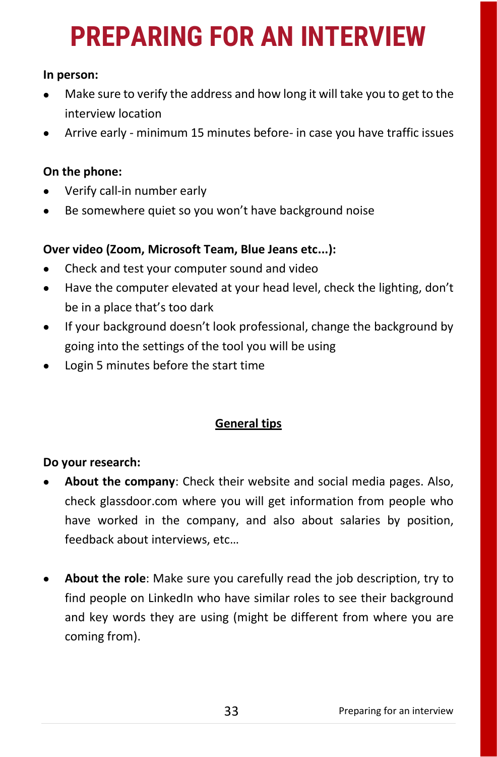# PREPARING FOR AN INTERVIEW

**In person:**

- Make sure to verify the address and how long it will take you to get to the interview location
- Arrive early - minimum 15 minutes before- in case you have traffic issues

**On the phone:**

- Verify call-in number early
- Be somewhere quiet so you won't have background noise

**Over video (Zoom, Microsoft Team, Blue Jeans etc...):**

- Check and test your computer sound and video
- Have the computer elevated at your head level, check the lighting, don't be in a place that's too dark
- If your background doesn't look professional, change the background by going into the settings of the tool you will be using
- Login 5 minutes before the start time

## General tips

**Do your research:**

- **About the company**: Check their website and social media pages. Also, check glassdoor.com where you will get information from people who have worked in the company, and also about salaries by position, feedback about interviews, etc…

- **About the role**: Make sure you carefully read the job description, try to find people on LinkedIn who have similar roles to see their background and key words they are using (might be different from where you are coming from).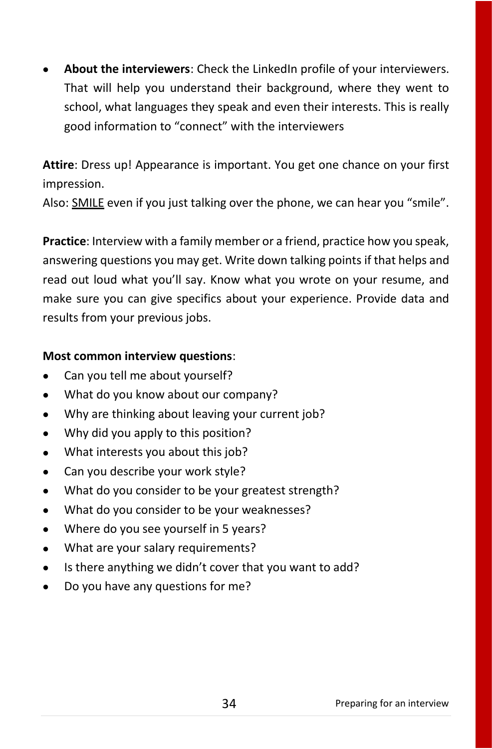- **About the interviewers**: Check the LinkedIn profile of your interviewers. That will help you understand their background, where they went to school, what languages they speak and even their interests. This is really good information to "connect" with the interviewers

**Attire**: Dress up! Appearance is important. You get one chance on your first impression.
Also: <u>SMILE</u> even if you just talking over the phone, we can hear you "smile".

**Practice**: Interview with a family member or a friend, practice how you speak, answering questions you may get. Write down talking points if that helps and read out loud what you'll say. Know what you wrote on your resume, and make sure you can give specifics about your experience. Provide data and results from your previous jobs.

**Most common interview questions**:

- Can you tell me about yourself?
- What do you know about our company?
- Why are thinking about leaving your current job?
- Why did you apply to this position?
- What interests you about this job?
- Can you describe your work style?
- What do you consider to be your greatest strength?
- What do you consider to be your weaknesses?
- Where do you see yourself in 5 years?
- What are your salary requirements?
- Is there anything we didn't cover that you want to add?
- Do you have any questions for me?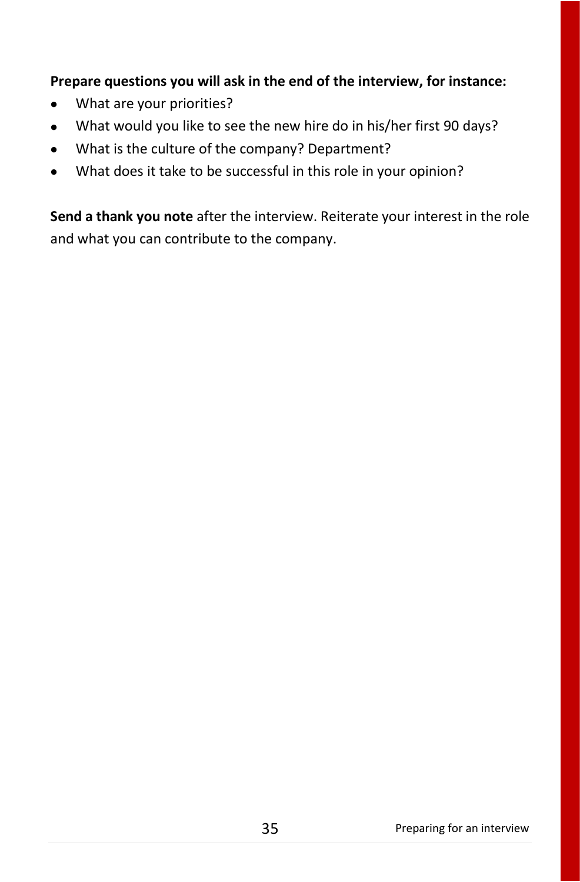**Prepare questions you will ask in the end of the interview, for instance:**

- What are your priorities?
- What would you like to see the new hire do in his/her first 90 days?
- What is the culture of the company? Department?
- What does it take to be successful in this role in your opinion?

**Send a thank you note** after the interview. Reiterate your interest in the role and what you can contribute to the company.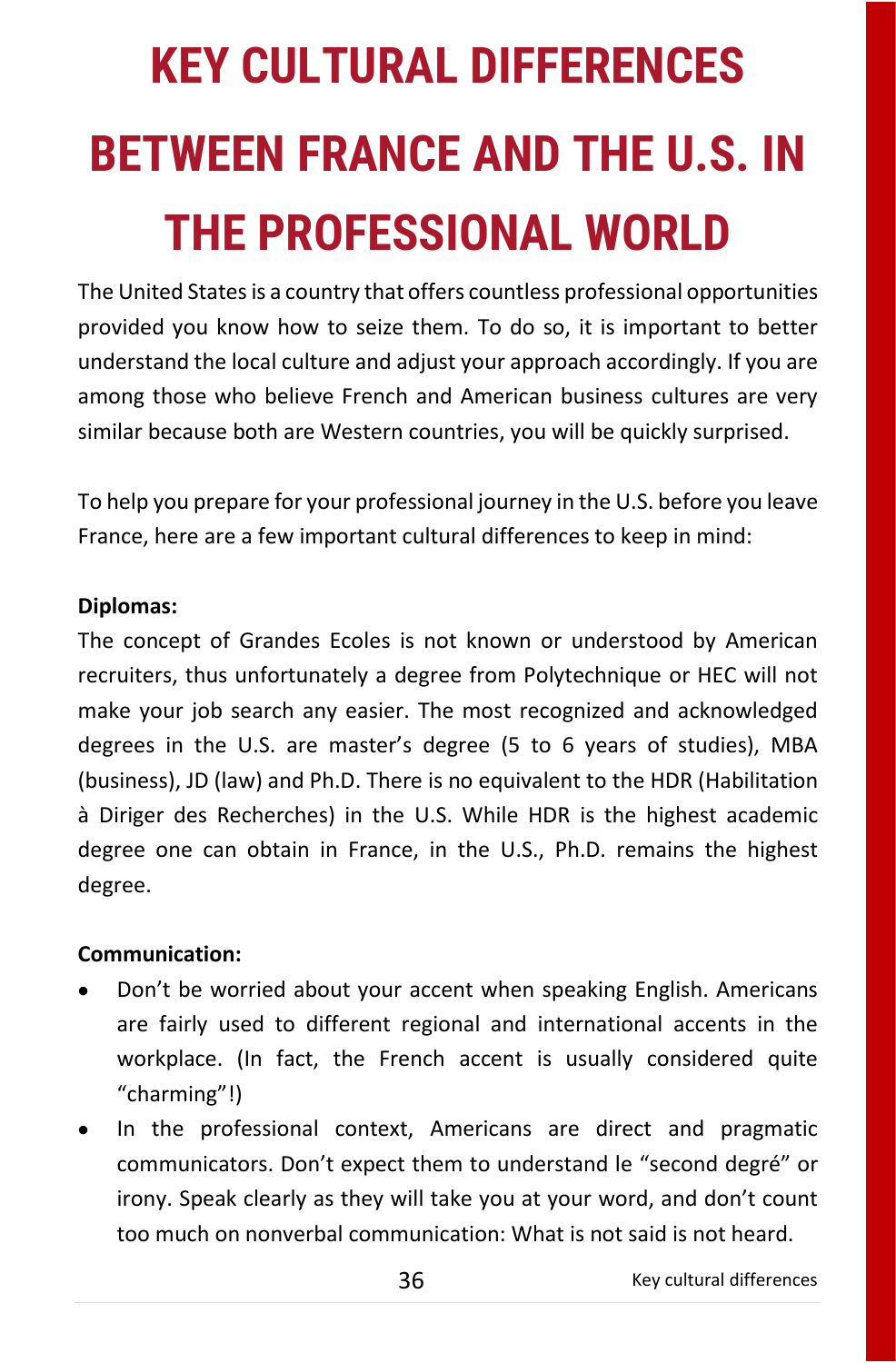# KEY CULTURAL DIFFERENCES BETWEEN FRANCE AND THE U.S. IN THE PROFESSIONAL WORLD

The United States is a country that offers countless professional opportunities provided you know how to seize them. To do so, it is important to better understand the local culture and adjust your approach accordingly. If you are among those who believe French and American business cultures are very similar because both are Western countries, you will be quickly surprised.

To help you prepare for your professional journey in the U.S. before you leave France, here are a few important cultural differences to keep in mind:

**Diplomas:**

The concept of Grandes Ecoles is not known or understood by American recruiters, thus unfortunately a degree from Polytechnique or HEC will not make your job search any easier. The most recognized and acknowledged degrees in the U.S. are master's degree (5 to 6 years of studies), MBA (business), JD (law) and Ph.D. There is no equivalent to the HDR (Habilitation à Diriger des Recherches) in the U.S. While HDR is the highest academic degree one can obtain in France, in the U.S., Ph.D. remains the highest degree.

**Communication:**

- Don't be worried about your accent when speaking English. Americans are fairly used to different regional and international accents in the workplace. (In fact, the French accent is usually considered quite "charming"!)
- In the professional context, Americans are direct and pragmatic communicators. Don't expect them to understand le "second degré" or irony. Speak clearly as they will take you at your word, and don't count too much on nonverbal communication: What is not said is not heard.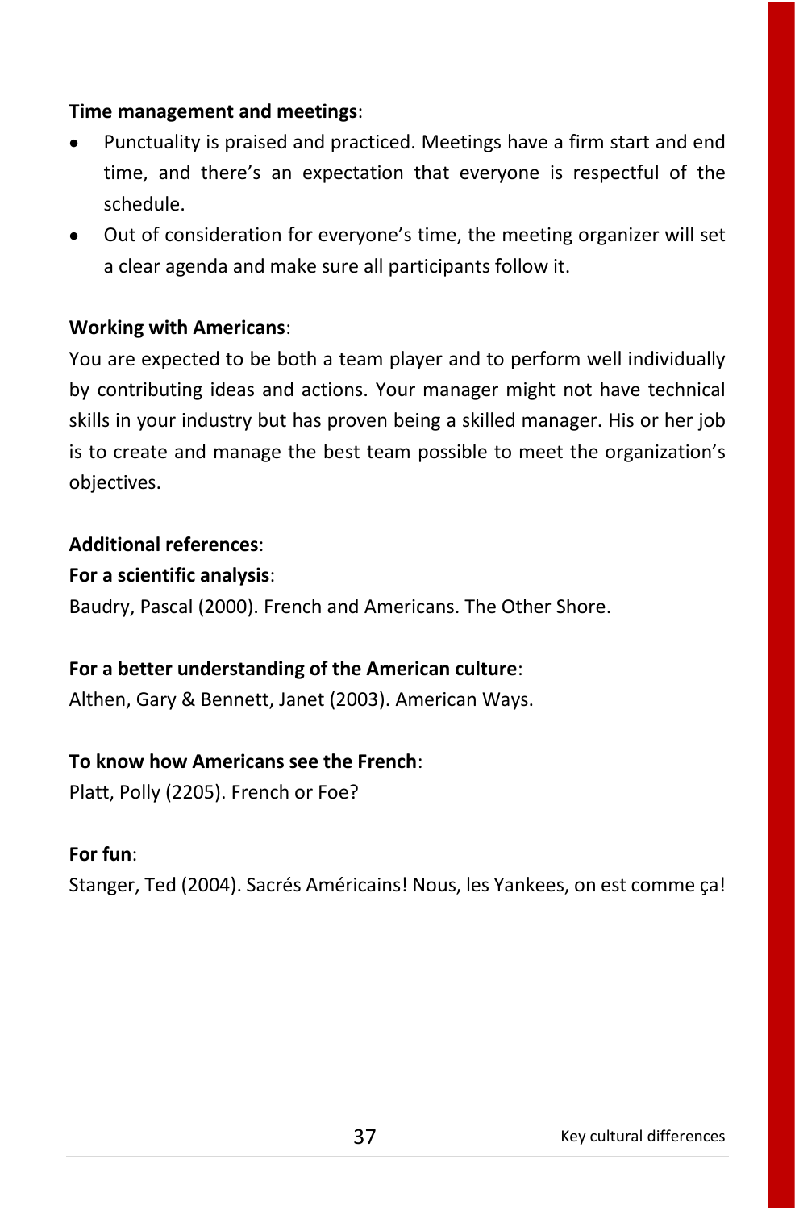**Time management and meetings**:

- Punctuality is praised and practiced. Meetings have a firm start and end time, and there's an expectation that everyone is respectful of the schedule.
- Out of consideration for everyone's time, the meeting organizer will set a clear agenda and make sure all participants follow it.

**Working with Americans**:

You are expected to be both a team player and to perform well individually by contributing ideas and actions. Your manager might not have technical skills in your industry but has proven being a skilled manager. His or her job is to create and manage the best team possible to meet the organization's objectives.

**Additional references**:

**For a scientific analysis**:

Baudry, Pascal (2000). French and Americans. The Other Shore.

**For a better understanding of the American culture**:

Althen, Gary & Bennett, Janet (2003). American Ways.

**To know how Americans see the French**:

Platt, Polly (2205). French or Foe?

**For fun**:

Stanger, Ted (2004). Sacrés Américains! Nous, les Yankees, on est comme ça!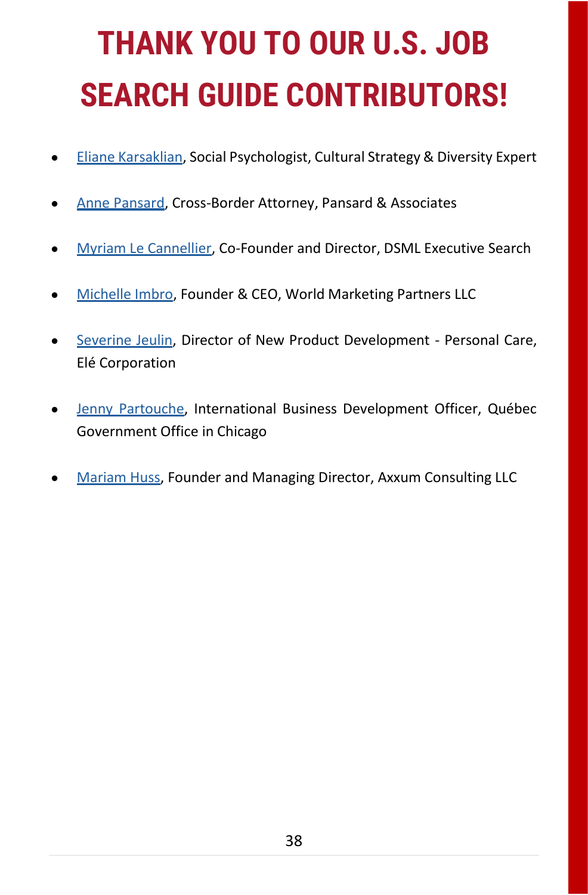# THANK YOU TO OUR U.S. JOB SEARCH GUIDE CONTRIBUTORS!

- Eliane Karsaklian, Social Psychologist, Cultural Strategy & Diversity Expert
- Anne Pansard, Cross-Border Attorney, Pansard & Associates
- Myriam Le Cannellier, Co-Founder and Director, DSML Executive Search
- Michelle Imbro, Founder & CEO, World Marketing Partners LLC
- Severine Jeulin, Director of New Product Development - Personal Care, Elé Corporation
- Jenny Partouche, International Business Development Officer, Québec Government Office in Chicago
- Mariam Huss, Founder and Managing Director, Axxum Consulting LLC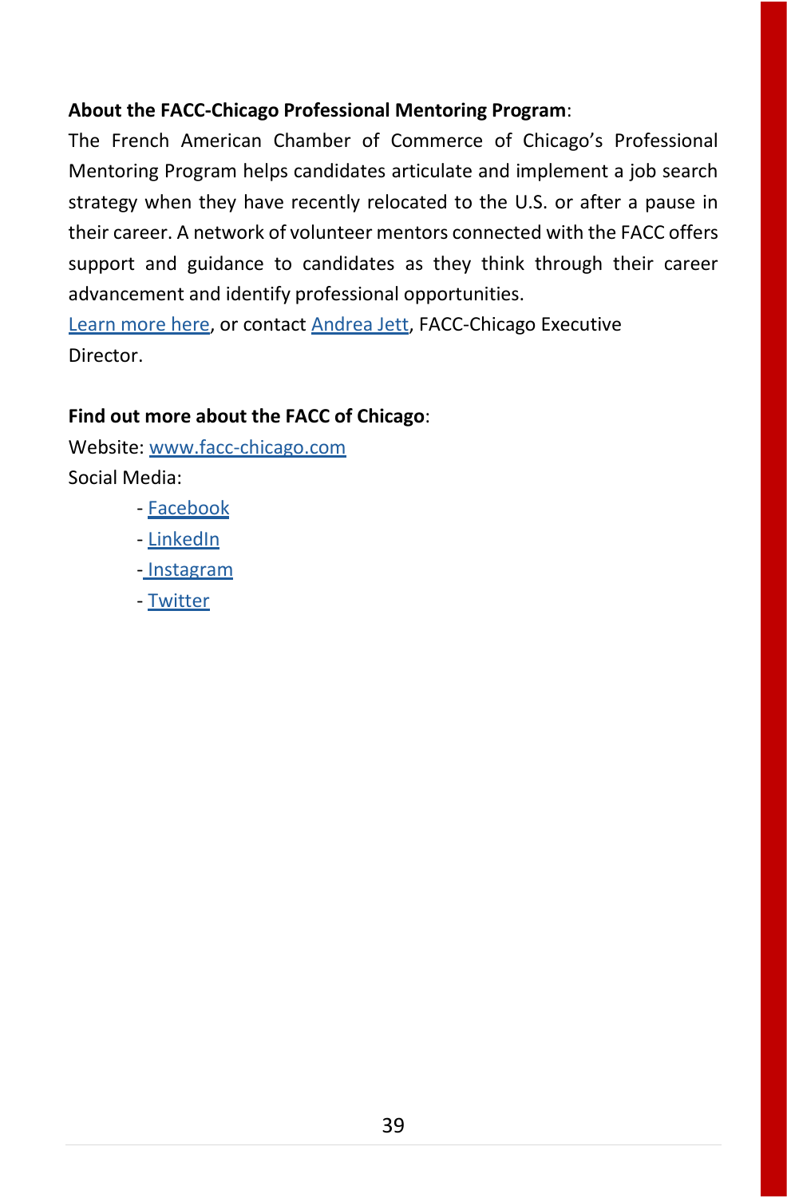**About the FACC-Chicago Professional Mentoring Program**:

The French American Chamber of Commerce of Chicago's Professional Mentoring Program helps candidates articulate and implement a job search strategy when they have recently relocated to the U.S. or after a pause in their career. A network of volunteer mentors connected with the FACC offers support and guidance to candidates as they think through their career advancement and identify professional opportunities.

Learn more here, or contact Andrea Jett, FACC-Chicago Executive Director.

**Find out more about the FACC of Chicago**:

Website: www.facc-chicago.com

Social Media:

- Facebook
- LinkedIn
- Instagram
- Twitter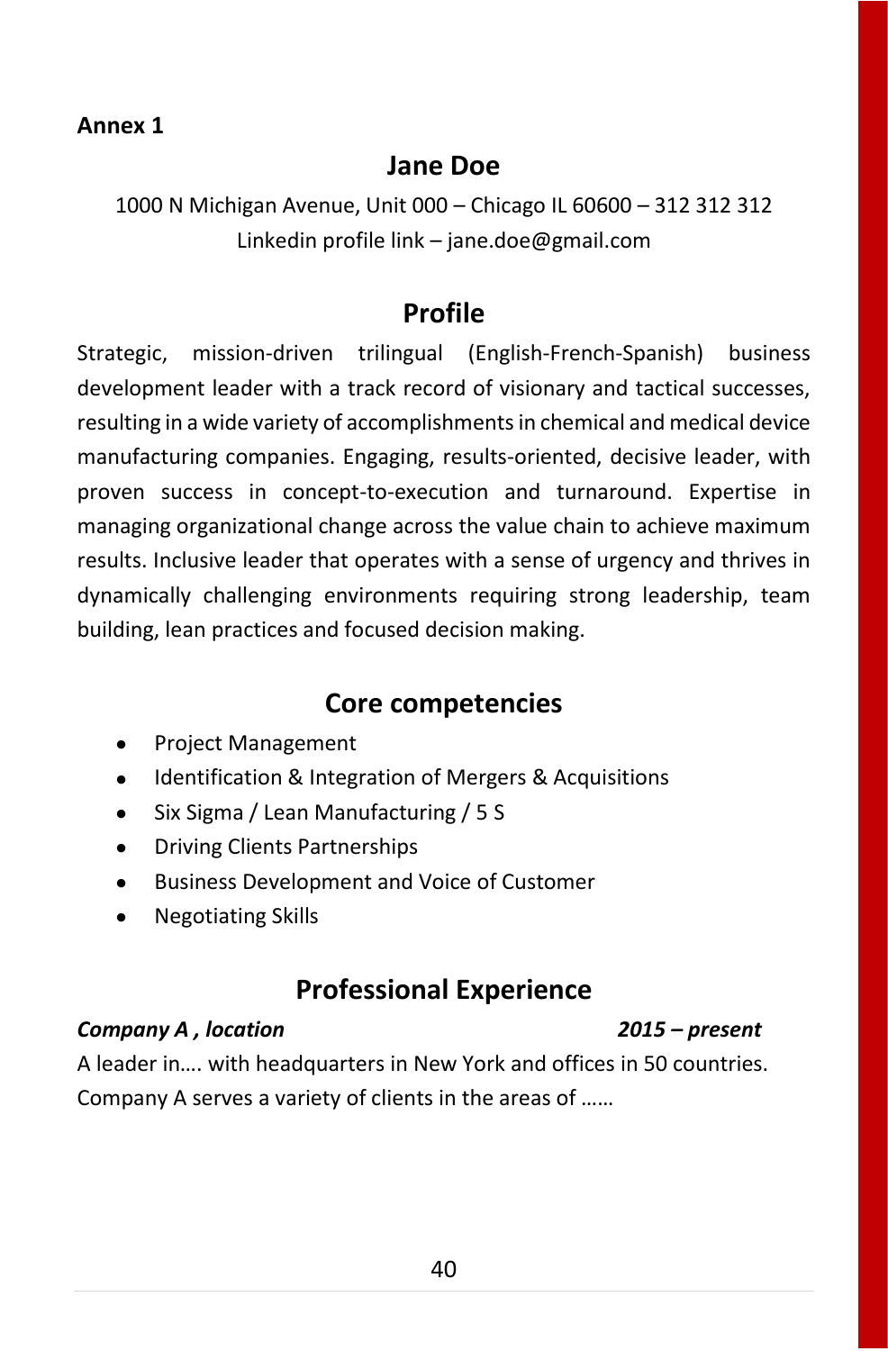**Annex 1**

# Jane Doe

1000 N Michigan Avenue, Unit 000 – Chicago IL 60600 – 312 312 312
Linkedin profile link – jane.doe@gmail.com

## Profile

Strategic, mission-driven trilingual (English-French-Spanish) business development leader with a track record of visionary and tactical successes, resulting in a wide variety of accomplishments in chemical and medical device manufacturing companies. Engaging, results-oriented, decisive leader, with proven success in concept-to-execution and turnaround. Expertise in managing organizational change across the value chain to achieve maximum results. Inclusive leader that operates with a sense of urgency and thrives in dynamically challenging environments requiring strong leadership, team building, lean practices and focused decision making.

## Core competencies

- Project Management
- Identification & Integration of Mergers & Acquisitions
- Six Sigma / Lean Manufacturing / 5 S
- Driving Clients Partnerships
- Business Development and Voice of Customer
- Negotiating Skills

## Professional Experience

***Company A , location*** ***2015 – present***

A leader in…. with headquarters in New York and offices in 50 countries. Company A serves a variety of clients in the areas of ……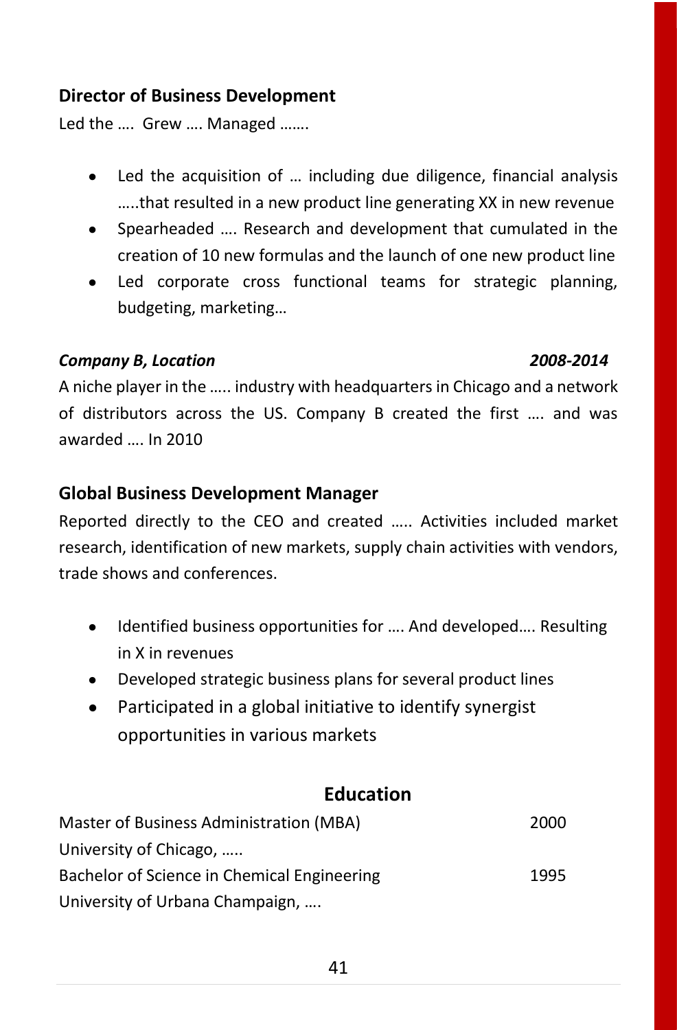### Director of Business Development

Led the …. Grew …. Managed …….

- Led the acquisition of … including due diligence, financial analysis …..that resulted in a new product line generating XX in new revenue
- Spearheaded …. Research and development that cumulated in the creation of 10 new formulas and the launch of one new product line
- Led corporate cross functional teams for strategic planning, budgeting, marketing…

***Company B, Location*** **_2008-2014_**

A niche player in the ….. industry with headquarters in Chicago and a network of distributors across the US. Company B created the first …. and was awarded …. In 2010

### Global Business Development Manager

Reported directly to the CEO and created ….. Activities included market research, identification of new markets, supply chain activities with vendors, trade shows and conferences.

- Identified business opportunities for …. And developed…. Resulting in X in revenues
- Developed strategic business plans for several product lines
- Participated in a global initiative to identify synergist opportunities in various markets

## Education

Master of Business Administration (MBA) 2000
University of Chicago, …..
Bachelor of Science in Chemical Engineering 1995
University of Urbana Champaign, ….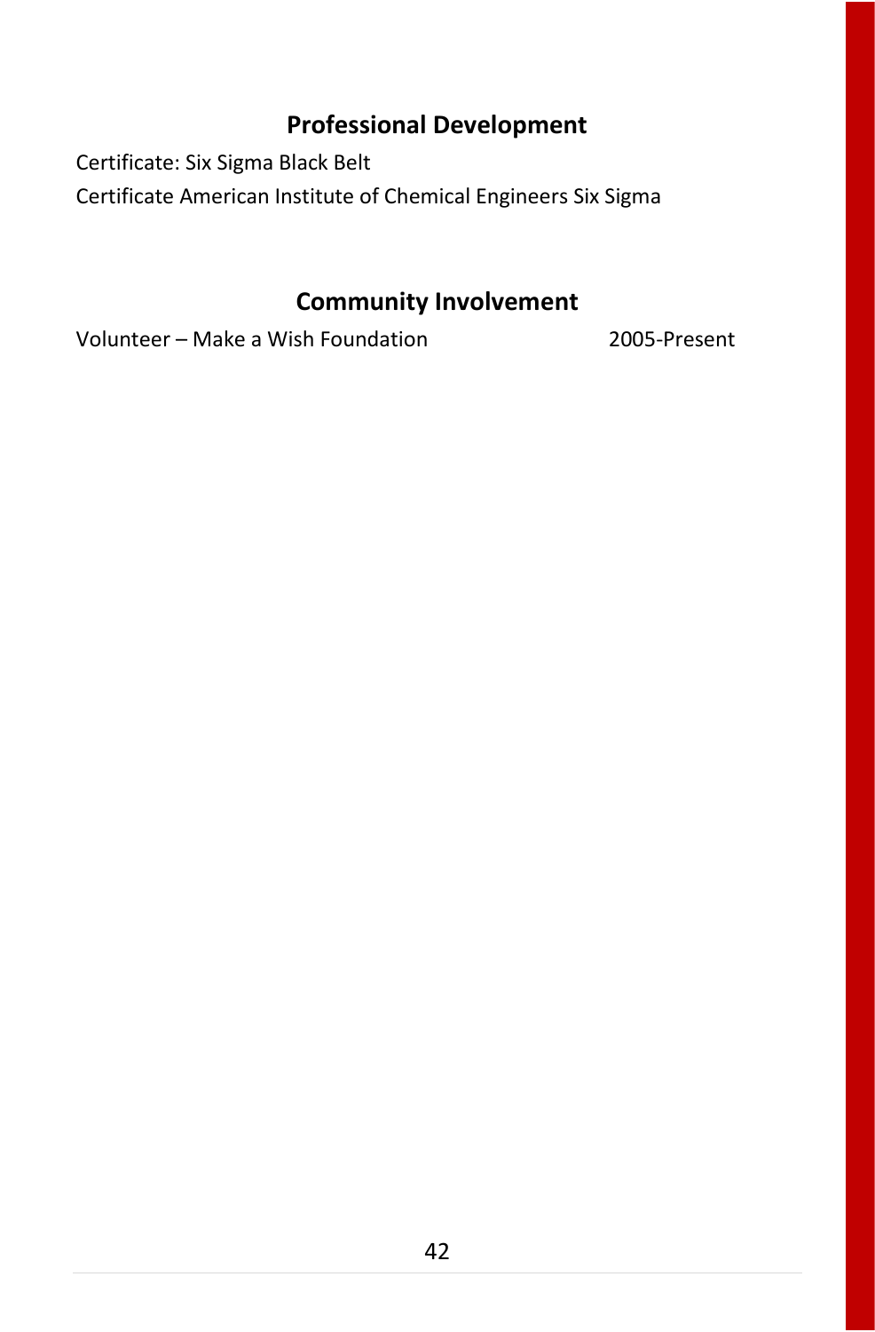## Professional Development

Certificate: Six Sigma Black Belt

Certificate American Institute of Chemical Engineers Six Sigma

## Community Involvement

Volunteer – Make a Wish Foundation 2005-Present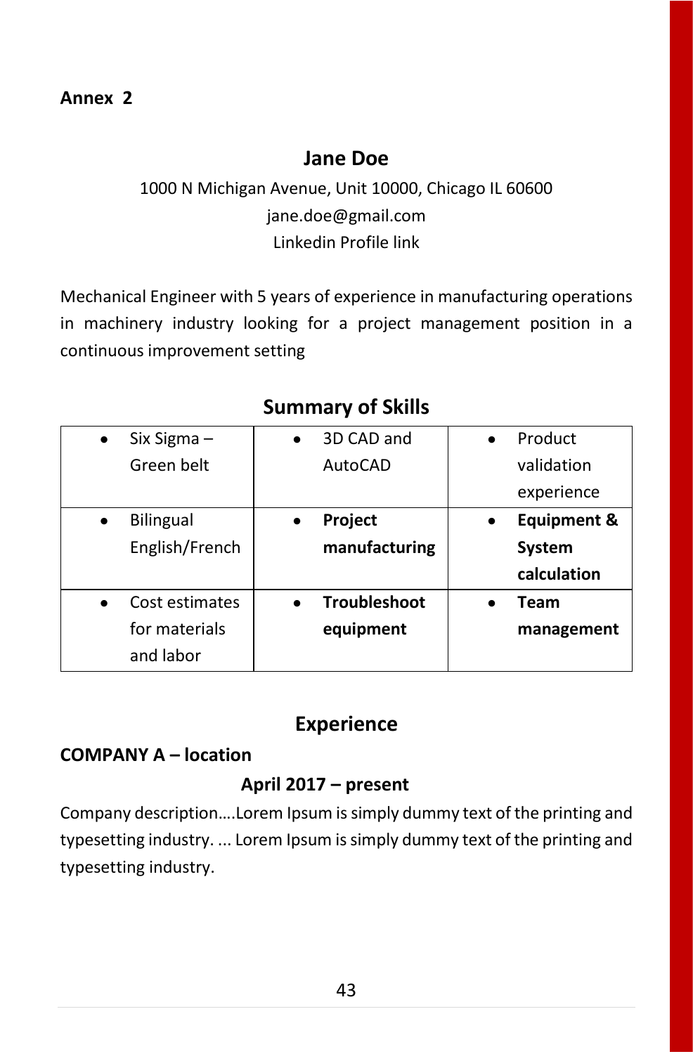**Annex 2**

## Jane Doe

1000 N Michigan Avenue, Unit 10000, Chicago IL 60600
jane.doe@gmail.com
Linkedin Profile link

Mechanical Engineer with 5 years of experience in manufacturing operations in machinery industry looking for a project management position in a continuous improvement setting

## Summary of Skills

| | | |
|---|---|---|
| • Six Sigma – Green belt | • 3D CAD and AutoCAD | • Product validation experience |
| • Bilingual English/French | • **Project manufacturing** | • **Equipment & System calculation** |
| • Cost estimates for materials and labor | • **Troubleshoot equipment** | • **Team management** |

## Experience

**COMPANY A – location**

**April 2017 – present**

Company description….Lorem Ipsum is simply dummy text of the printing and typesetting industry. ... Lorem Ipsum is simply dummy text of the printing and typesetting industry.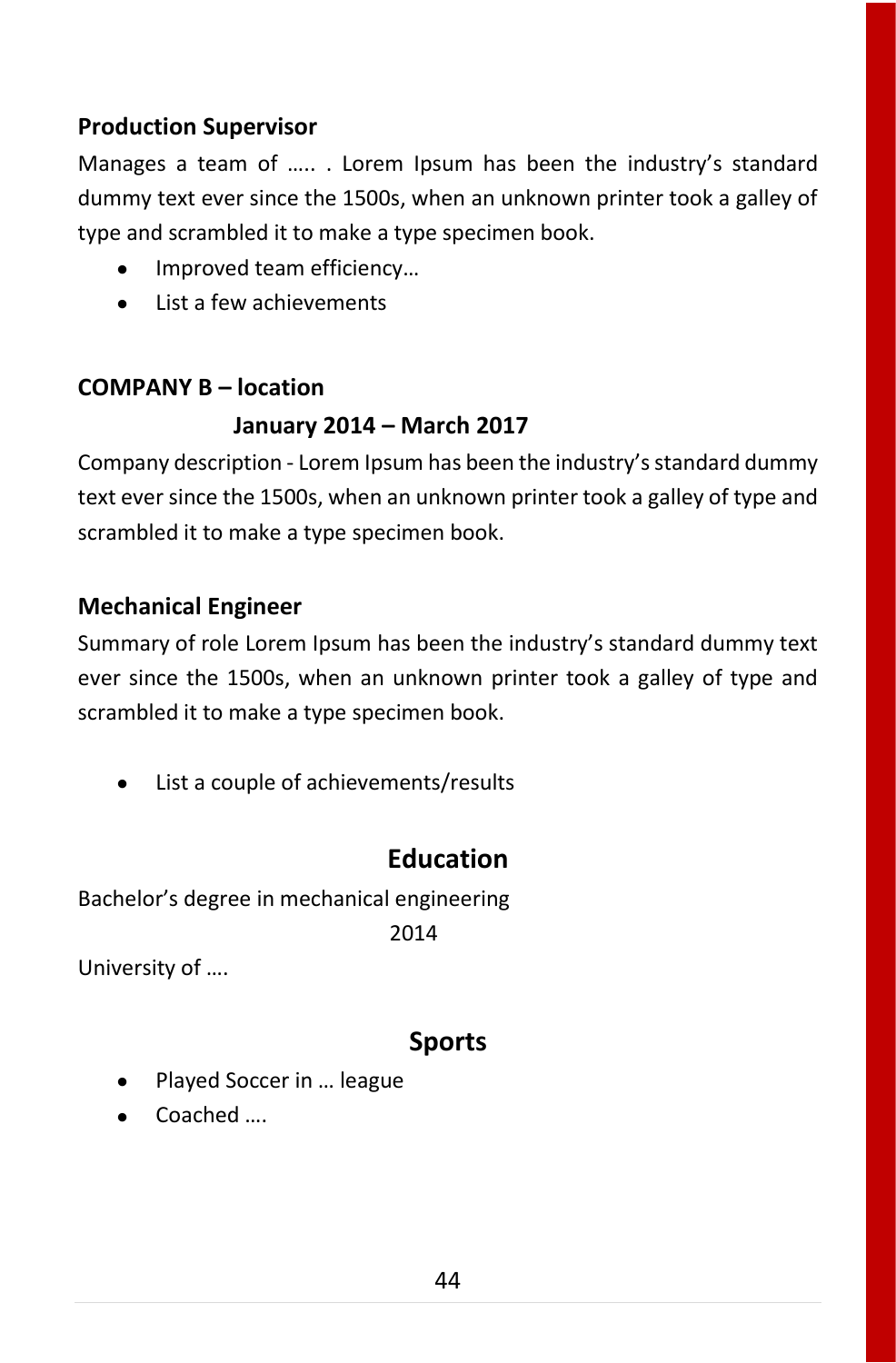**Production Supervisor**

Manages a team of ….. . Lorem Ipsum has been the industry's standard dummy text ever since the 1500s, when an unknown printer took a galley of type and scrambled it to make a type specimen book.

- Improved team efficiency…
- List a few achievements

**COMPANY B – location**

**January 2014 – March 2017**

Company description - Lorem Ipsum has been the industry's standard dummy text ever since the 1500s, when an unknown printer took a galley of type and scrambled it to make a type specimen book.

**Mechanical Engineer**

Summary of role Lorem Ipsum has been the industry's standard dummy text ever since the 1500s, when an unknown printer took a galley of type and scrambled it to make a type specimen book.

- List a couple of achievements/results

## Education

Bachelor's degree in mechanical engineering

2014

University of ….

## Sports

- Played Soccer in … league
- Coached ….